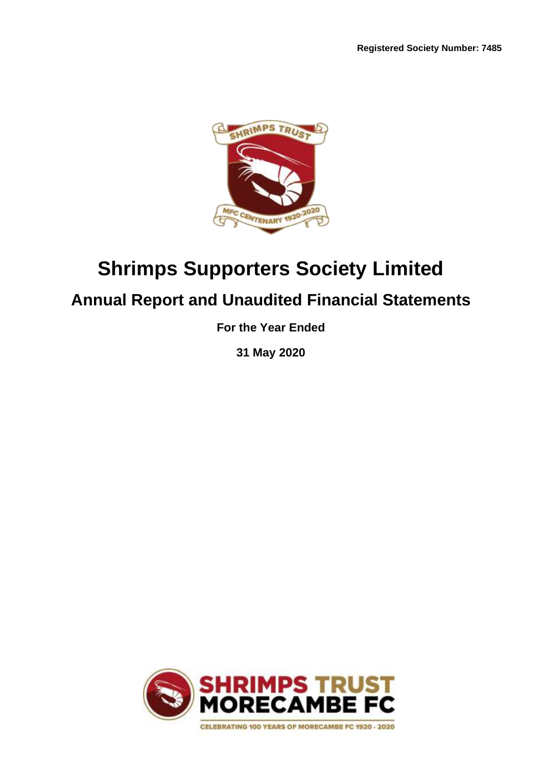**Registered Society Number: 7485**

# Shrimps Supporters Society Limited

## Annual Report and Unaudited Financial Statements

**For the Year Ended**

**31 May 2020**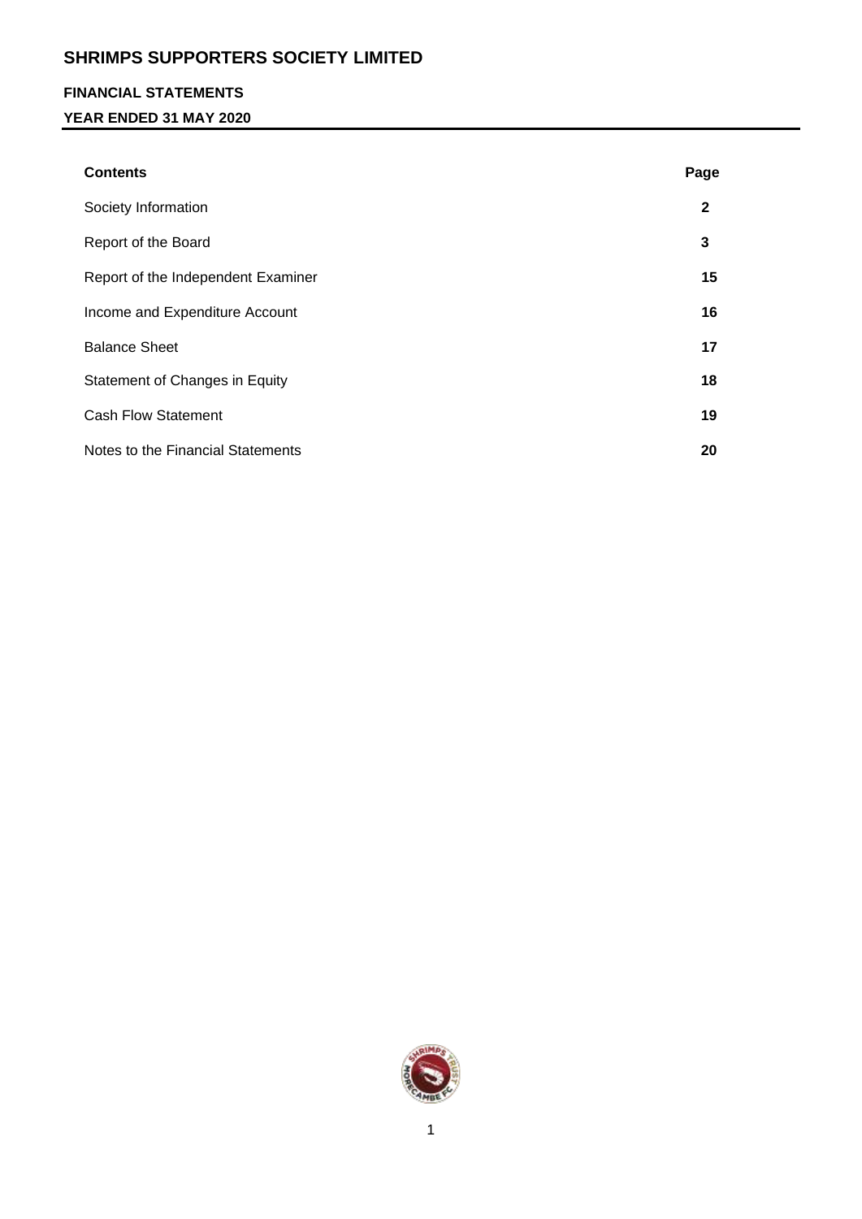# SHRIMPS SUPPORTERS SOCIETY LIMITED

## FINANCIAL STATEMENTS

### YEAR ENDED 31 MAY 2020

| Contents | Page |
|---|---|
| Society Information | 2 |
| Report of the Board | 3 |
| Report of the Independent Examiner | 15 |
| Income and Expenditure Account | 16 |
| Balance Sheet | 17 |
| Statement of Changes in Equity | 18 |
| Cash Flow Statement | 19 |
| Notes to the Financial Statements | 20 |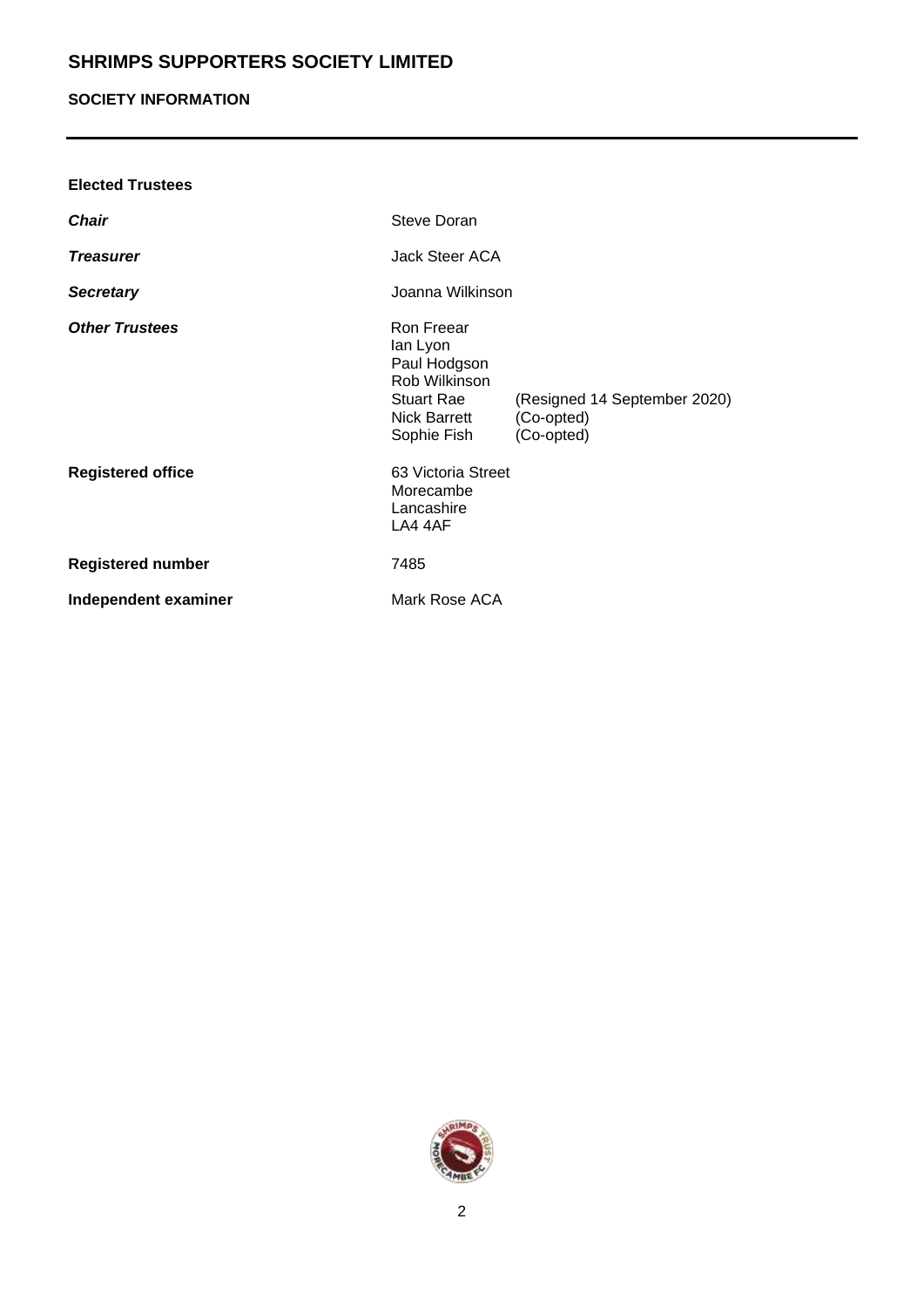# SHRIMPS SUPPORTERS SOCIETY LIMITED

## SOCIETY INFORMATION

**Elected Trustees**

| | | |
|---|---|---|
| ***Chair*** | Steve Doran | |
| ***Treasurer*** | Jack Steer ACA | |
| ***Secretary*** | Joanna Wilkinson | |
| ***Other Trustees*** | Ron Freear | |
| | Ian Lyon | |
| | Paul Hodgson | |
| | Rob Wilkinson | |
| | Stuart Rae | (Resigned 14 September 2020) |
| | Nick Barrett | (Co-opted) |
| | Sophie Fish | (Co-opted) |
| **Registered office** | 63 Victoria Street<br>Morecambe<br>Lancashire<br>LA4 4AF | |
| **Registered number** | 7485 | |
| **Independent examiner** | Mark Rose ACA | |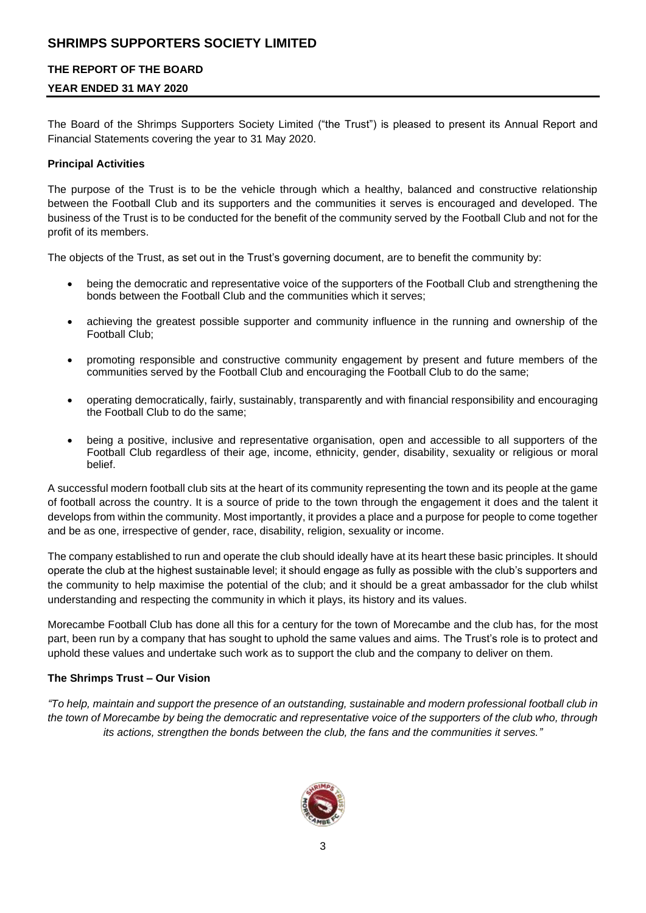# SHRIMPS SUPPORTERS SOCIETY LIMITED

## THE REPORT OF THE BOARD

### YEAR ENDED 31 MAY 2020

The Board of the Shrimps Supporters Society Limited ("the Trust") is pleased to present its Annual Report and Financial Statements covering the year to 31 May 2020.

**Principal Activities**

The purpose of the Trust is to be the vehicle through which a healthy, balanced and constructive relationship between the Football Club and its supporters and the communities it serves is encouraged and developed. The business of the Trust is to be conducted for the benefit of the community served by the Football Club and not for the profit of its members.

The objects of the Trust, as set out in the Trust's governing document, are to benefit the community by:

- being the democratic and representative voice of the supporters of the Football Club and strengthening the bonds between the Football Club and the communities which it serves;
- achieving the greatest possible supporter and community influence in the running and ownership of the Football Club;
- promoting responsible and constructive community engagement by present and future members of the communities served by the Football Club and encouraging the Football Club to do the same;
- operating democratically, fairly, sustainably, transparently and with financial responsibility and encouraging the Football Club to do the same;
- being a positive, inclusive and representative organisation, open and accessible to all supporters of the Football Club regardless of their age, income, ethnicity, gender, disability, sexuality or religious or moral belief.

A successful modern football club sits at the heart of its community representing the town and its people at the game of football across the country. It is a source of pride to the town through the engagement it does and the talent it develops from within the community. Most importantly, it provides a place and a purpose for people to come together and be as one, irrespective of gender, race, disability, religion, sexuality or income.

The company established to run and operate the club should ideally have at its heart these basic principles. It should operate the club at the highest sustainable level; it should engage as fully as possible with the club's supporters and the community to help maximise the potential of the club; and it should be a great ambassador for the club whilst understanding and respecting the community in which it plays, its history and its values.

Morecambe Football Club has done all this for a century for the town of Morecambe and the club has, for the most part, been run by a company that has sought to uphold the same values and aims. The Trust's role is to protect and uphold these values and undertake such work as to support the club and the company to deliver on them.

**The Shrimps Trust – Our Vision**

*"To help, maintain and support the presence of an outstanding, sustainable and modern professional football club in the town of Morecambe by being the democratic and representative voice of the supporters of the club who, through its actions, strengthen the bonds between the club, the fans and the communities it serves."*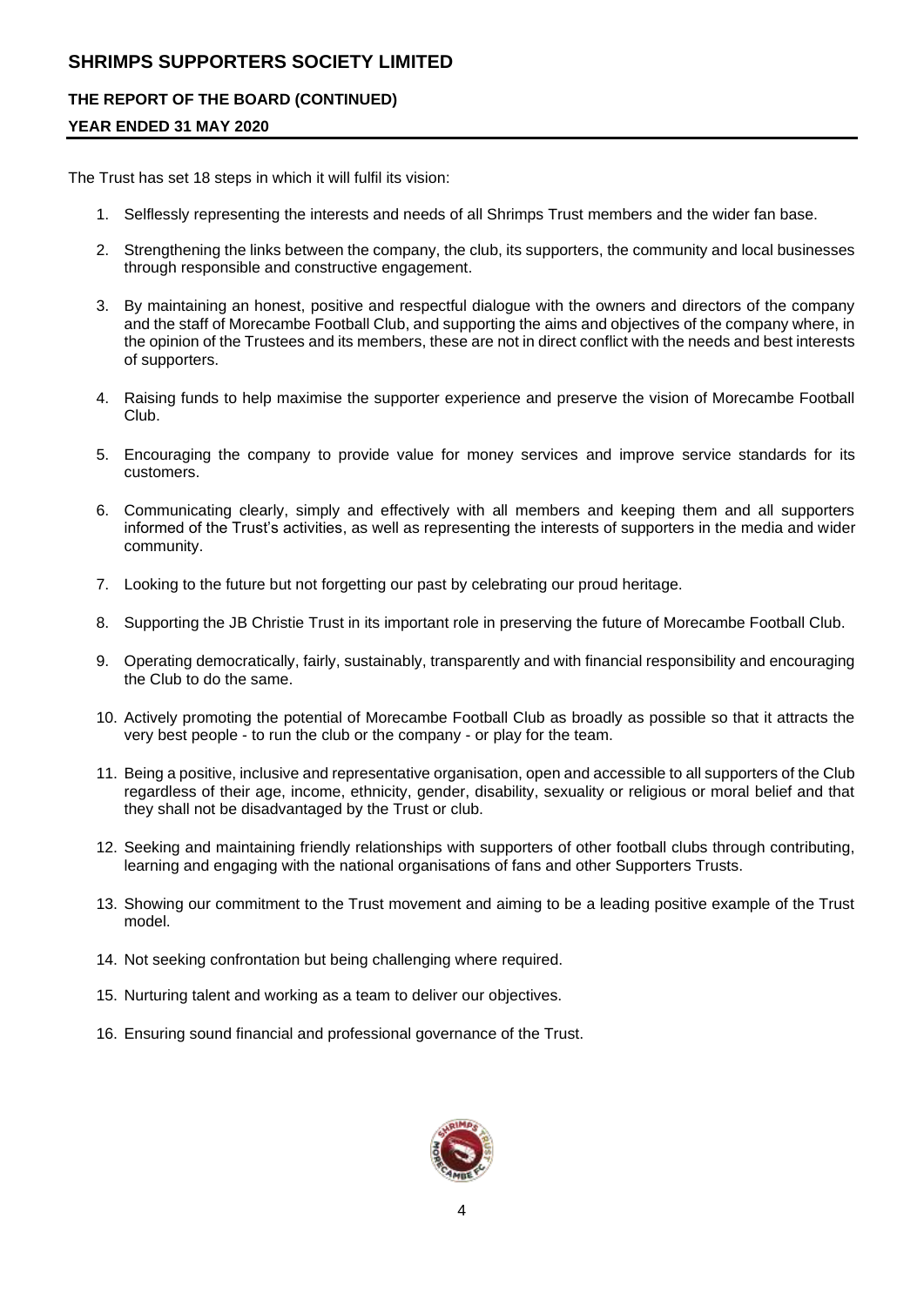The Trust has set 18 steps in which it will fulfil its vision:

1. Selflessly representing the interests and needs of all Shrimps Trust members and the wider fan base.

2. Strengthening the links between the company, the club, its supporters, the community and local businesses through responsible and constructive engagement.

3. By maintaining an honest, positive and respectful dialogue with the owners and directors of the company and the staff of Morecambe Football Club, and supporting the aims and objectives of the company where, in the opinion of the Trustees and its members, these are not in direct conflict with the needs and best interests of supporters.

4. Raising funds to help maximise the supporter experience and preserve the vision of Morecambe Football Club.

5. Encouraging the company to provide value for money services and improve service standards for its customers.

6. Communicating clearly, simply and effectively with all members and keeping them and all supporters informed of the Trust's activities, as well as representing the interests of supporters in the media and wider community.

7. Looking to the future but not forgetting our past by celebrating our proud heritage.

8. Supporting the JB Christie Trust in its important role in preserving the future of Morecambe Football Club.

9. Operating democratically, fairly, sustainably, transparently and with financial responsibility and encouraging the Club to do the same.

10. Actively promoting the potential of Morecambe Football Club as broadly as possible so that it attracts the very best people - to run the club or the company - or play for the team.

11. Being a positive, inclusive and representative organisation, open and accessible to all supporters of the Club regardless of their age, income, ethnicity, gender, disability, sexuality or religious or moral belief and that they shall not be disadvantaged by the Trust or club.

12. Seeking and maintaining friendly relationships with supporters of other football clubs through contributing, learning and engaging with the national organisations of fans and other Supporters Trusts.

13. Showing our commitment to the Trust movement and aiming to be a leading positive example of the Trust model.

14. Not seeking confrontation but being challenging where required.

15. Nurturing talent and working as a team to deliver our objectives.

16. Ensuring sound financial and professional governance of the Trust.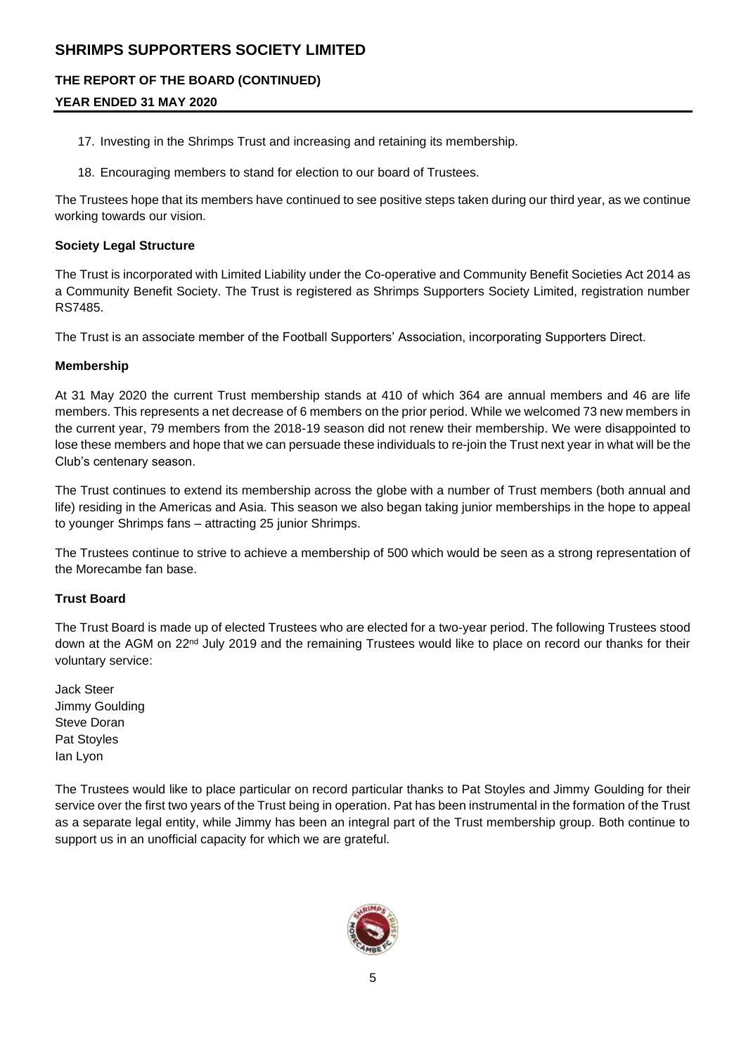17. Investing in the Shrimps Trust and increasing and retaining its membership.

18. Encouraging members to stand for election to our board of Trustees.

The Trustees hope that its members have continued to see positive steps taken during our third year, as we continue working towards our vision.

**Society Legal Structure**

The Trust is incorporated with Limited Liability under the Co-operative and Community Benefit Societies Act 2014 as a Community Benefit Society. The Trust is registered as Shrimps Supporters Society Limited, registration number RS7485.

The Trust is an associate member of the Football Supporters' Association, incorporating Supporters Direct.

**Membership**

At 31 May 2020 the current Trust membership stands at 410 of which 364 are annual members and 46 are life members. This represents a net decrease of 6 members on the prior period. While we welcomed 73 new members in the current year, 79 members from the 2018-19 season did not renew their membership. We were disappointed to lose these members and hope that we can persuade these individuals to re-join the Trust next year in what will be the Club's centenary season.

The Trust continues to extend its membership across the globe with a number of Trust members (both annual and life) residing in the Americas and Asia. This season we also began taking junior memberships in the hope to appeal to younger Shrimps fans – attracting 25 junior Shrimps.

The Trustees continue to strive to achieve a membership of 500 which would be seen as a strong representation of the Morecambe fan base.

**Trust Board**

The Trust Board is made up of elected Trustees who are elected for a two-year period. The following Trustees stood down at the AGM on 22nd July 2019 and the remaining Trustees would like to place on record our thanks for their voluntary service:

Jack Steer
Jimmy Goulding
Steve Doran
Pat Stoyles
Ian Lyon

The Trustees would like to place particular on record particular thanks to Pat Stoyles and Jimmy Goulding for their service over the first two years of the Trust being in operation. Pat has been instrumental in the formation of the Trust as a separate legal entity, while Jimmy has been an integral part of the Trust membership group. Both continue to support us in an unofficial capacity for which we are grateful.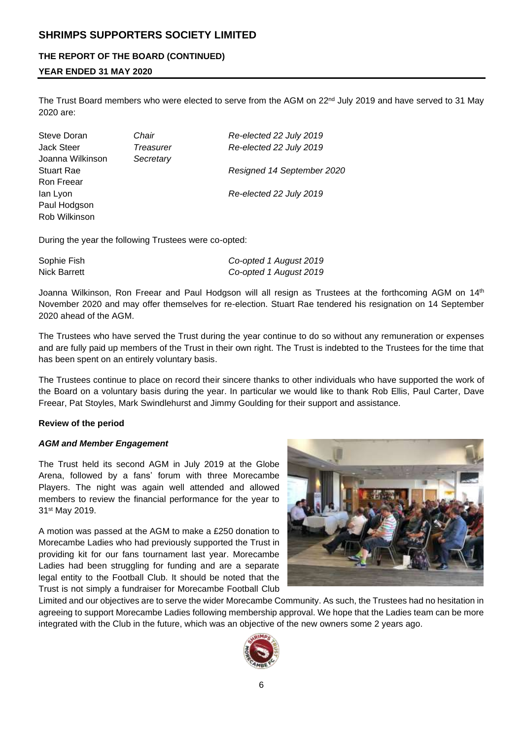The Trust Board members who were elected to serve from the AGM on 22nd July 2019 and have served to 31 May 2020 are:

| | | |
|---|---|---|
| Steve Doran | *Chair* | *Re-elected 22 July 2019* |
| Jack Steer | *Treasurer* | *Re-elected 22 July 2019* |
| Joanna Wilkinson | *Secretary* | |
| Stuart Rae | | *Resigned 14 September 2020* |
| Ron Freear | | |
| Ian Lyon | | *Re-elected 22 July 2019* |
| Paul Hodgson | | |
| Rob Wilkinson | | |

During the year the following Trustees were co-opted:

| | |
|---|---|
| Sophie Fish | *Co-opted 1 August 2019* |
| Nick Barrett | *Co-opted 1 August 2019* |

Joanna Wilkinson, Ron Freear and Paul Hodgson will all resign as Trustees at the forthcoming AGM on 14th November 2020 and may offer themselves for re-election. Stuart Rae tendered his resignation on 14 September 2020 ahead of the AGM.

The Trustees who have served the Trust during the year continue to do so without any remuneration or expenses and are fully paid up members of the Trust in their own right. The Trust is indebted to the Trustees for the time that has been spent on an entirely voluntary basis.

The Trustees continue to place on record their sincere thanks to other individuals who have supported the work of the Board on a voluntary basis during the year. In particular we would like to thank Rob Ellis, Paul Carter, Dave Freear, Pat Stoyles, Mark Swindlehurst and Jimmy Goulding for their support and assistance.

**Review of the period**

***AGM and Member Engagement***

The Trust held its second AGM in July 2019 at the Globe Arena, followed by a fans' forum with three Morecambe Players. The night was again well attended and allowed members to review the financial performance for the year to 31st May 2019.

A motion was passed at the AGM to make a £250 donation to Morecambe Ladies who had previously supported the Trust in providing kit for our fans tournament last year. Morecambe Ladies had been struggling for funding and are a separate legal entity to the Football Club. It should be noted that the Trust is not simply a fundraiser for Morecambe Football Club Limited and our objectives are to serve the wider Morecambe Community. As such, the Trustees had no hesitation in agreeing to support Morecambe Ladies following membership approval. We hope that the Ladies team can be more integrated with the Club in the future, which was an objective of the new owners some 2 years ago.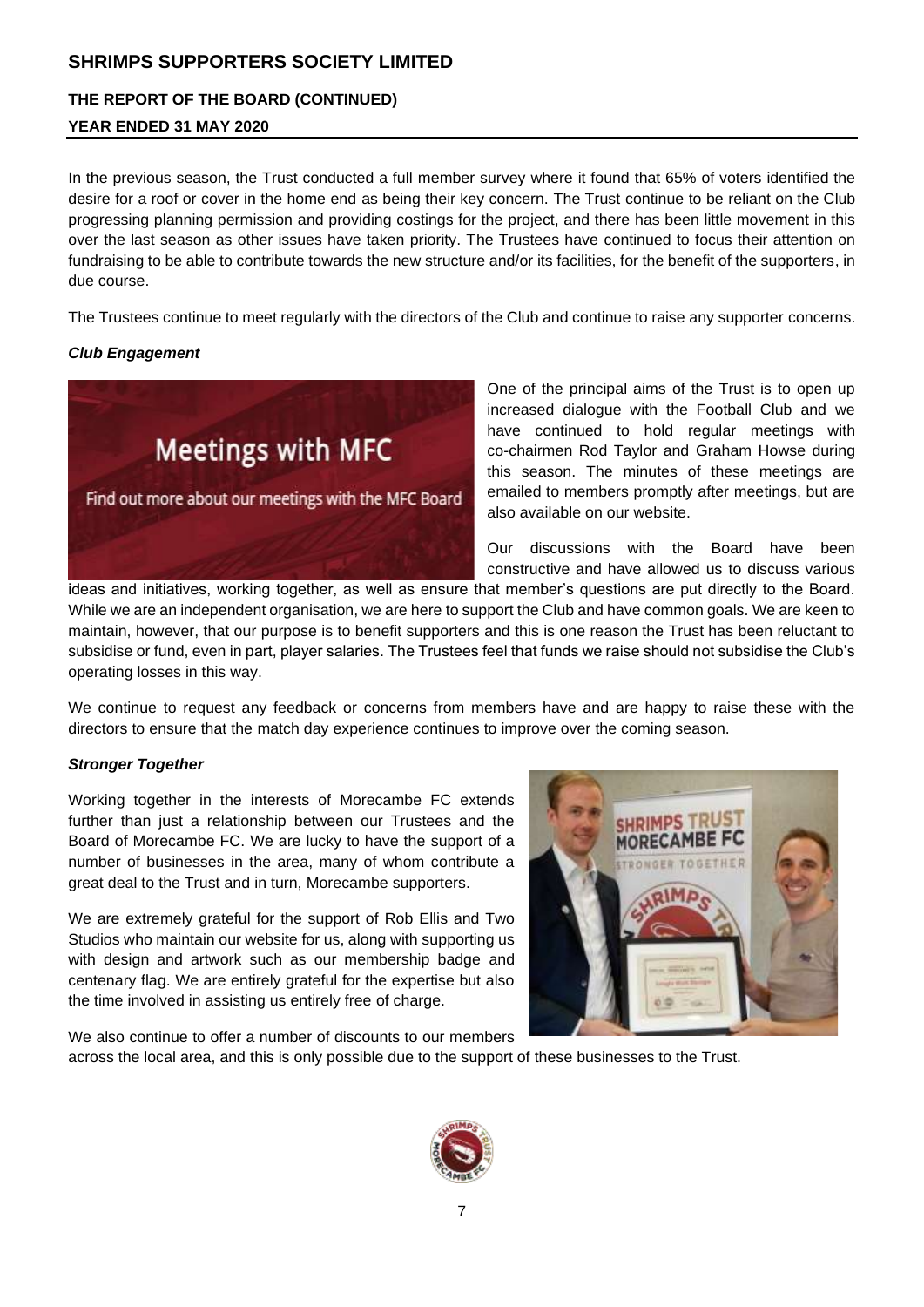# SHRIMPS SUPPORTERS SOCIETY LIMITED

## THE REPORT OF THE BOARD (CONTINUED)

### YEAR ENDED 31 MAY 2020

In the previous season, the Trust conducted a full member survey where it found that 65% of voters identified the desire for a roof or cover in the home end as being their key concern. The Trust continue to be reliant on the Club progressing planning permission and providing costings for the project, and there has been little movement in this over the last season as other issues have taken priority. The Trustees have continued to focus their attention on fundraising to be able to contribute towards the new structure and/or its facilities, for the benefit of the supporters, in due course.

The Trustees continue to meet regularly with the directors of the Club and continue to raise any supporter concerns.

***Club Engagement***

Meetings with MFC

Find out more about our meetings with the MFC Board

One of the principal aims of the Trust is to open up increased dialogue with the Football Club and we have continued to hold regular meetings with co-chairmen Rod Taylor and Graham Howse during this season. The minutes of these meetings are emailed to members promptly after meetings, but are also available on our website.

Our discussions with the Board have been constructive and have allowed us to discuss various ideas and initiatives, working together, as well as ensure that member's questions are put directly to the Board. While we are an independent organisation, we are here to support the Club and have common goals. We are keen to maintain, however, that our purpose is to benefit supporters and this is one reason the Trust has been reluctant to subsidise or fund, even in part, player salaries. The Trustees feel that funds we raise should not subsidise the Club's operating losses in this way.

We continue to request any feedback or concerns from members have and are happy to raise these with the directors to ensure that the match day experience continues to improve over the coming season.

***Stronger Together***

Working together in the interests of Morecambe FC extends further than just a relationship between our Trustees and the Board of Morecambe FC. We are lucky to have the support of a number of businesses in the area, many of whom contribute a great deal to the Trust and in turn, Morecambe supporters.

We are extremely grateful for the support of Rob Ellis and Two Studios who maintain our website for us, along with supporting us with design and artwork such as our membership badge and centenary flag. We are entirely grateful for the expertise but also the time involved in assisting us entirely free of charge.

We also continue to offer a number of discounts to our members across the local area, and this is only possible due to the support of these businesses to the Trust.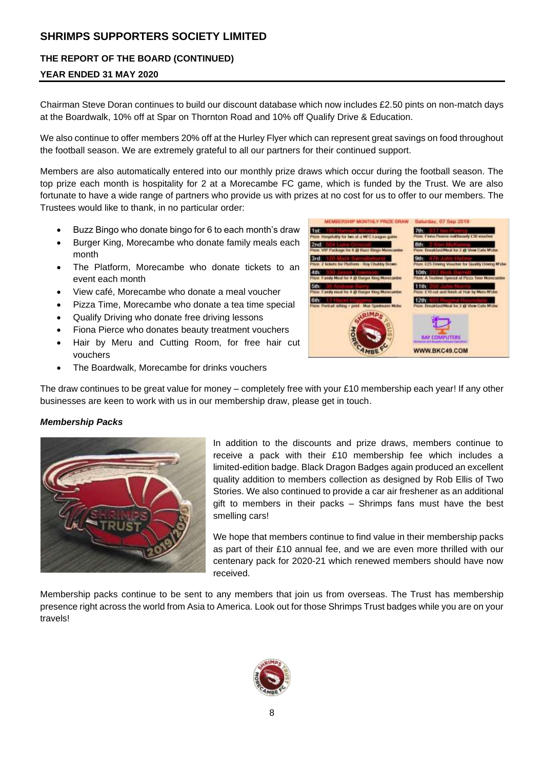# SHRIMPS SUPPORTERS SOCIETY LIMITED

## THE REPORT OF THE BOARD (CONTINUED)

## YEAR ENDED 31 MAY 2020

Chairman Steve Doran continues to build our discount database which now includes £2.50 pints on non-match days at the Boardwalk, 10% off at Spar on Thornton Road and 10% off Qualify Drive & Education.

We also continue to offer members 20% off at the Hurley Flyer which can represent great savings on food throughout the football season. We are extremely grateful to all our partners for their continued support.

Members are also automatically entered into our monthly prize draws which occur during the football season. The top prize each month is hospitality for 2 at a Morecambe FC game, which is funded by the Trust. We are also fortunate to have a wide range of partners who provide us with prizes at no cost for us to offer to our members. The Trustees would like to thank, in no particular order:

- Buzz Bingo who donate bingo for 6 to each month's draw
- Burger King, Morecambe who donate family meals each month
- The Platform, Morecambe who donate tickets to an event each month
- View café, Morecambe who donate a meal voucher
- Pizza Time, Morecambe who donate a tea time special
- Qualify Driving who donate free driving lessons
- Fiona Pierce who donates beauty treatment vouchers
- Hair by Meru and Cutting Room, for free hair cut vouchers
- The Boardwalk, Morecambe for drinks vouchers

The draw continues to be great value for money – completely free with your £10 membership each year! If any other businesses are keen to work with us in our membership draw, please get in touch.

***Membership Packs***

In addition to the discounts and prize draws, members continue to receive a pack with their £10 membership fee which includes a limited-edition badge. Black Dragon Badges again produced an excellent quality addition to members collection as designed by Rob Ellis of Two Stories. We also continued to provide a car air freshener as an additional gift to members in their packs – Shrimps fans must have the best smelling cars!

We hope that members continue to find value in their membership packs as part of their £10 annual fee, and we are even more thrilled with our centenary pack for 2020-21 which renewed members should have now received.

Membership packs continue to be sent to any members that join us from overseas. The Trust has membership presence right across the world from Asia to America. Look out for those Shrimps Trust badges while you are on your travels!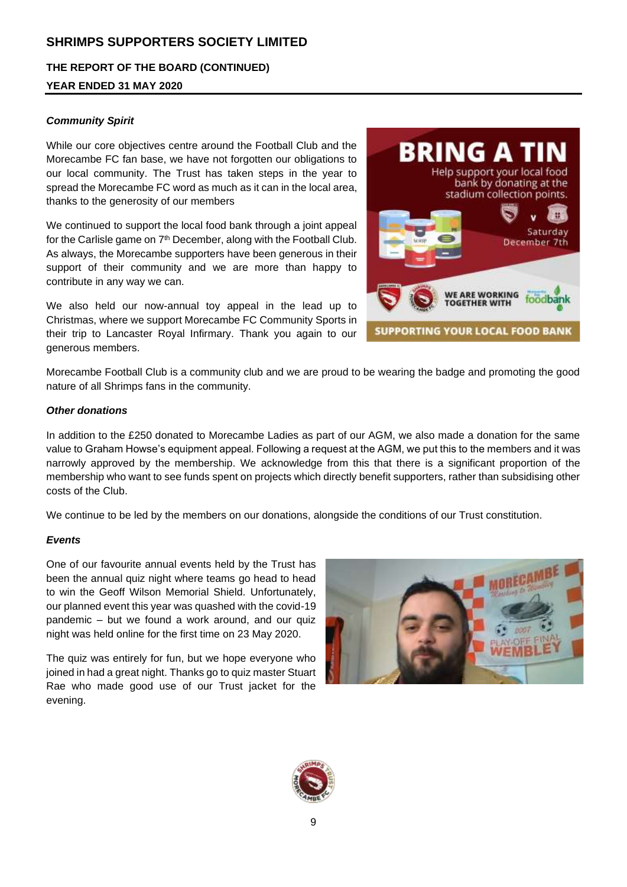### *Community Spirit*

While our core objectives centre around the Football Club and the Morecambe FC fan base, we have not forgotten our obligations to our local community. The Trust has taken steps in the year to spread the Morecambe FC word as much as it can in the local area, thanks to the generosity of our members

We continued to support the local food bank through a joint appeal for the Carlisle game on 7th December, along with the Football Club. As always, the Morecambe supporters have been generous in their support of their community and we are more than happy to contribute in any way we can.

We also held our now-annual toy appeal in the lead up to Christmas, where we support Morecambe FC Community Sports in their trip to Lancaster Royal Infirmary. Thank you again to our generous members.

Morecambe Football Club is a community club and we are proud to be wearing the badge and promoting the good nature of all Shrimps fans in the community.

### *Other donations*

In addition to the £250 donated to Morecambe Ladies as part of our AGM, we also made a donation for the same value to Graham Howse's equipment appeal. Following a request at the AGM, we put this to the members and it was narrowly approved by the membership. We acknowledge from this that there is a significant proportion of the membership who want to see funds spent on projects which directly benefit supporters, rather than subsidising other costs of the Club.

We continue to be led by the members on our donations, alongside the conditions of our Trust constitution.

### *Events*

One of our favourite annual events held by the Trust has been the annual quiz night where teams go head to head to win the Geoff Wilson Memorial Shield. Unfortunately, our planned event this year was quashed with the covid-19 pandemic – but we found a work around, and our quiz night was held online for the first time on 23 May 2020.

The quiz was entirely for fun, but we hope everyone who joined in had a great night. Thanks go to quiz master Stuart Rae who made good use of our Trust jacket for the evening.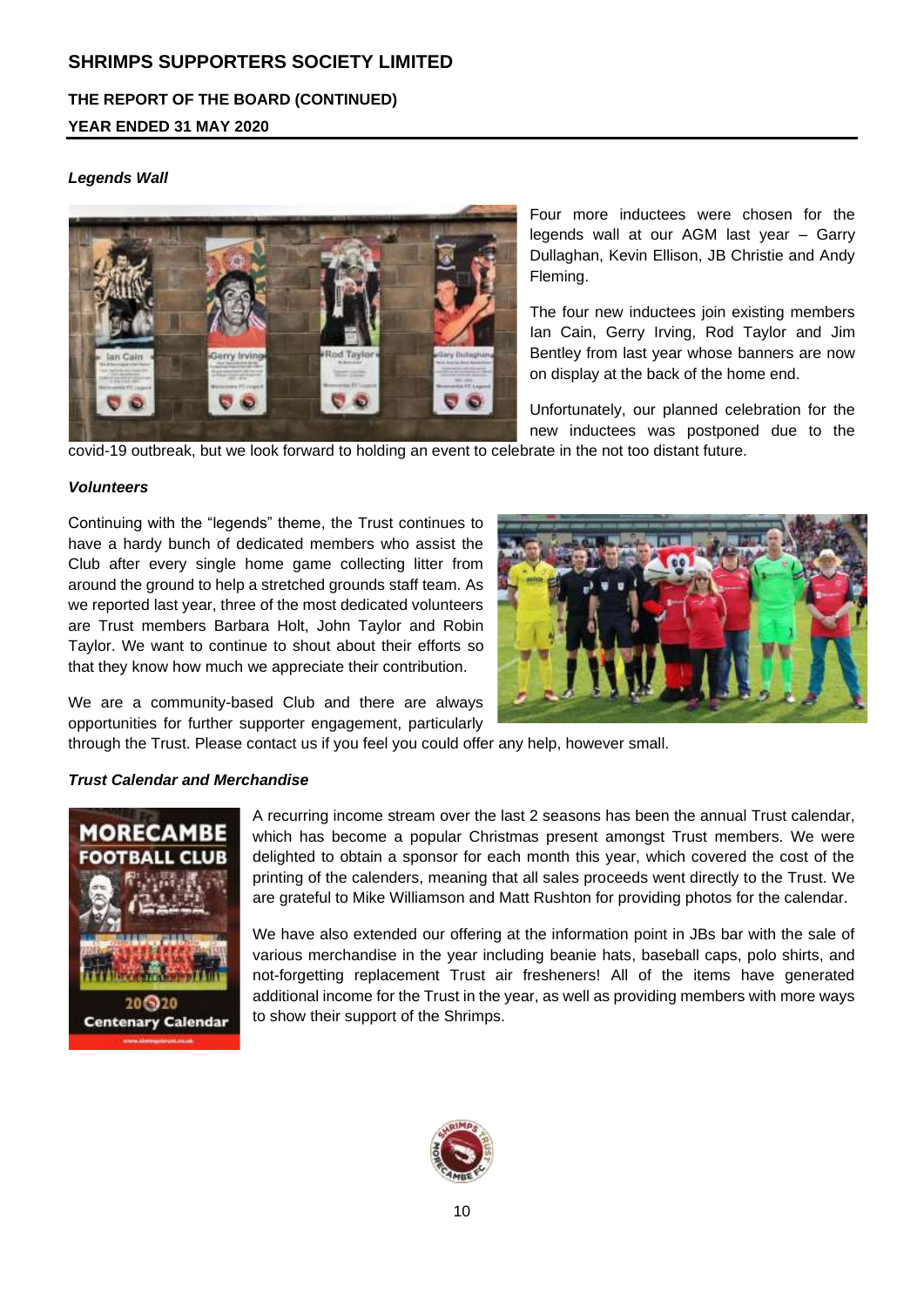# SHRIMPS SUPPORTERS SOCIETY LIMITED

## THE REPORT OF THE BOARD (CONTINUED)
## YEAR ENDED 31 MAY 2020

### *Legends Wall*

Four more inductees were chosen for the legends wall at our AGM last year – Garry Dullaghan, Kevin Ellison, JB Christie and Andy Fleming.

The four new inductees join existing members Ian Cain, Gerry Irving, Rod Taylor and Jim Bentley from last year whose banners are now on display at the back of the home end.

Unfortunately, our planned celebration for the new inductees was postponed due to the covid-19 outbreak, but we look forward to holding an event to celebrate in the not too distant future.

### *Volunteers*

Continuing with the "legends" theme, the Trust continues to have a hardy bunch of dedicated members who assist the Club after every single home game collecting litter from around the ground to help a stretched grounds staff team. As we reported last year, three of the most dedicated volunteers are Trust members Barbara Holt, John Taylor and Robin Taylor. We want to continue to shout about their efforts so that they know how much we appreciate their contribution.

We are a community-based Club and there are always opportunities for further supporter engagement, particularly through the Trust. Please contact us if you feel you could offer any help, however small.

### *Trust Calendar and Merchandise*

A recurring income stream over the last 2 seasons has been the annual Trust calendar, which has become a popular Christmas present amongst Trust members. We were delighted to obtain a sponsor for each month this year, which covered the cost of the printing of the calenders, meaning that all sales proceeds went directly to the Trust. We are grateful to Mike Williamson and Matt Rushton for providing photos for the calendar.

We have also extended our offering at the information point in JBs bar with the sale of various merchandise in the year including beanie hats, baseball caps, polo shirts, and not-forgetting replacement Trust air fresheners! All of the items have generated additional income for the Trust in the year, as well as providing members with more ways to show their support of the Shrimps.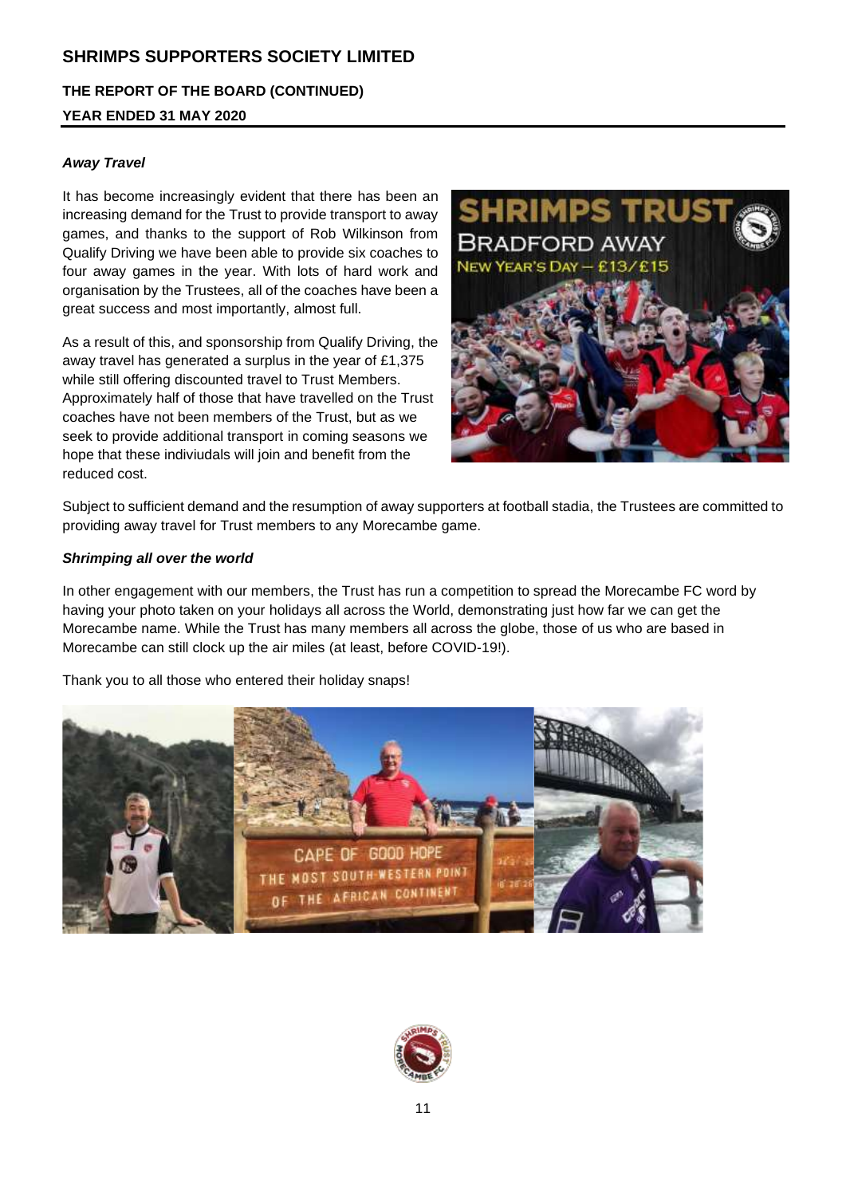### *Away Travel*

It has become increasingly evident that there has been an increasing demand for the Trust to provide transport to away games, and thanks to the support of Rob Wilkinson from Qualify Driving we have been able to provide six coaches to four away games in the year. With lots of hard work and organisation by the Trustees, all of the coaches have been a great success and most importantly, almost full.

As a result of this, and sponsorship from Qualify Driving, the away travel has generated a surplus in the year of £1,375 while still offering discounted travel to Trust Members. Approximately half of those that have travelled on the Trust coaches have not been members of the Trust, but as we seek to provide additional transport in coming seasons we hope that these indiviudals will join and benefit from the reduced cost.

Subject to sufficient demand and the resumption of away supporters at football stadia, the Trustees are committed to providing away travel for Trust members to any Morecambe game.

### *Shrimping all over the world*

In other engagement with our members, the Trust has run a competition to spread the Morecambe FC word by having your photo taken on your holidays all across the World, demonstrating just how far we can get the Morecambe name. While the Trust has many members all across the globe, those of us who are based in Morecambe can still clock up the air miles (at least, before COVID-19!).

Thank you to all those who entered their holiday snaps!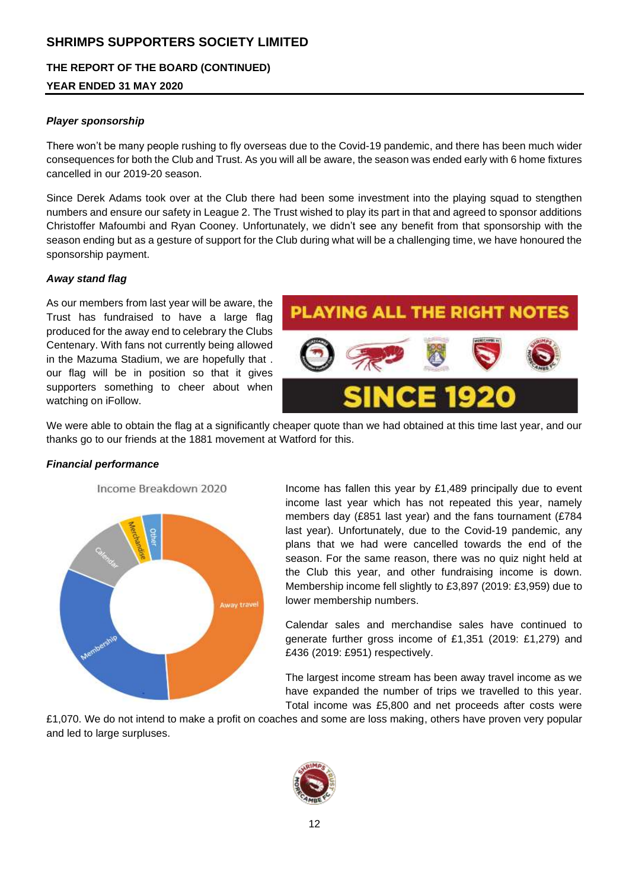**SHRIMPS SUPPORTERS SOCIETY LIMITED**

**THE REPORT OF THE BOARD (CONTINUED)**

**YEAR ENDED 31 MAY 2020**

***Player sponsorship***

There won't be many people rushing to fly overseas due to the Covid-19 pandemic, and there has been much wider consequences for both the Club and Trust. As you will all be aware, the season was ended early with 6 home fixtures cancelled in our 2019-20 season.

Since Derek Adams took over at the Club there had been some investment into the playing squad to stengthen numbers and ensure our safety in League 2. The Trust wished to play its part in that and agreed to sponsor additions Christoffer Mafoumbi and Ryan Cooney. Unfortunately, we didn't see any benefit from that sponsorship with the season ending but as a gesture of support for the Club during what will be a challenging time, we have honoured the sponsorship payment.

***Away stand flag***

As our members from last year will be aware, the Trust has fundraised to have a large flag produced for the away end to celebrary the Clubs Centenary. With fans not currently being allowed in the Mazuma Stadium, we are hopefully that . our flag will be in position so that it gives supporters something to cheer about when watching on iFollow.

PLAYING ALL THE RIGHT NOTES

SINCE 1920

We were able to obtain the flag at a significantly cheaper quote than we had obtained at this time last year, and our thanks go to our friends at the 1881 movement at Watford for this.

***Financial performance***

Income Breakdown 2020

Away travel, Membership, Calendar, Merchandise, Other

Income has fallen this year by £1,489 principally due to event income last year which has not repeated this year, namely members day (£851 last year) and the fans tournament (£784 last year). Unfortunately, due to the Covid-19 pandemic, any plans that we had were cancelled towards the end of the season. For the same reason, there was no quiz night held at the Club this year, and other fundraising income is down. Membership income fell slightly to £3,897 (2019: £3,959) due to lower membership numbers.

Calendar sales and merchandise sales have continued to generate further gross income of £1,351 (2019: £1,279) and £436 (2019: £951) respectively.

The largest income stream has been away travel income as we have expanded the number of trips we travelled to this year. Total income was £5,800 and net proceeds after costs were £1,070. We do not intend to make a profit on coaches and some are loss making, others have proven very popular and led to large surpluses.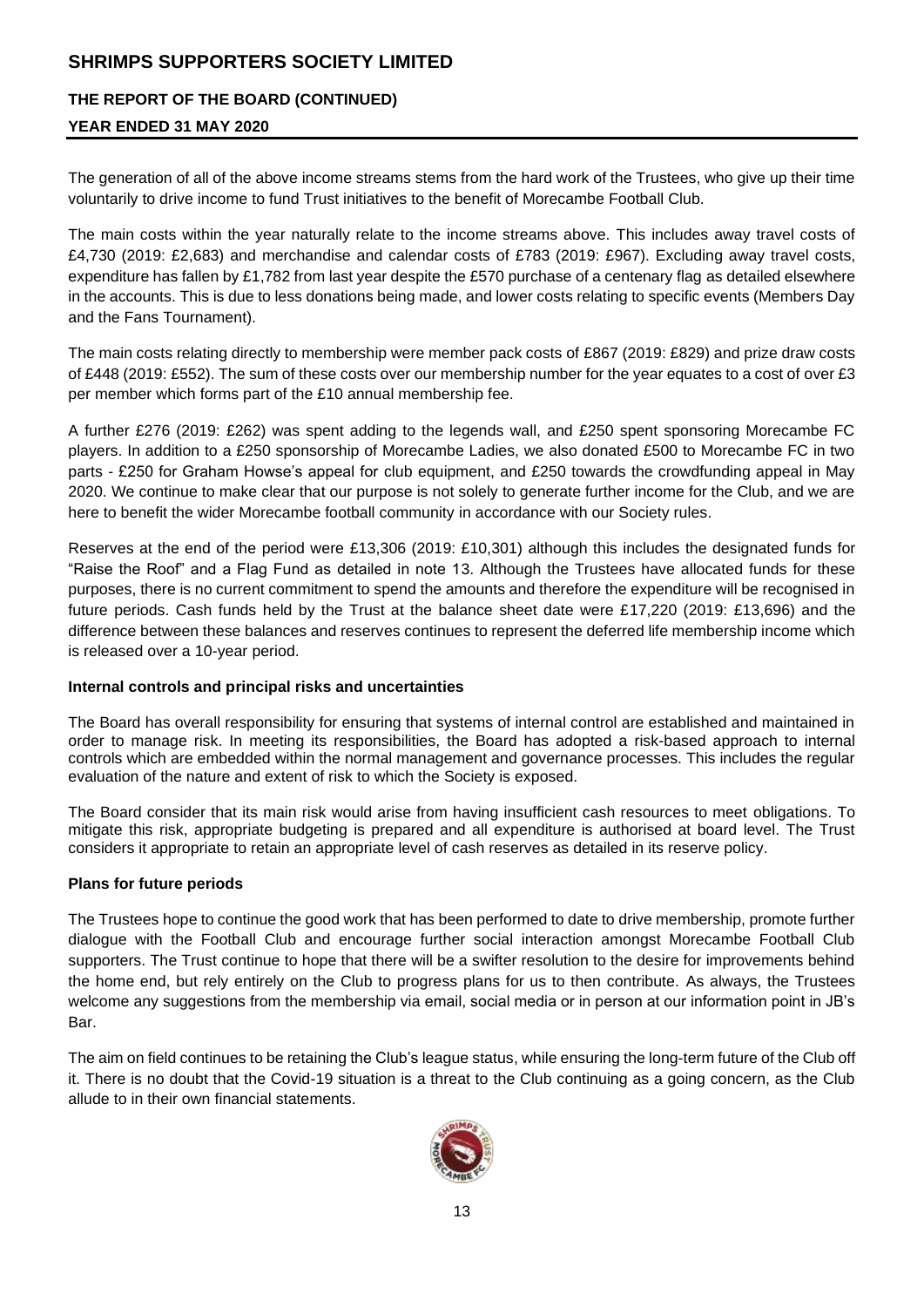# SHRIMPS SUPPORTERS SOCIETY LIMITED

## THE REPORT OF THE BOARD (CONTINUED)

### YEAR ENDED 31 MAY 2020

The generation of all of the above income streams stems from the hard work of the Trustees, who give up their time voluntarily to drive income to fund Trust initiatives to the benefit of Morecambe Football Club.

The main costs within the year naturally relate to the income streams above. This includes away travel costs of £4,730 (2019: £2,683) and merchandise and calendar costs of £783 (2019: £967). Excluding away travel costs, expenditure has fallen by £1,782 from last year despite the £570 purchase of a centenary flag as detailed elsewhere in the accounts. This is due to less donations being made, and lower costs relating to specific events (Members Day and the Fans Tournament).

The main costs relating directly to membership were member pack costs of £867 (2019: £829) and prize draw costs of £448 (2019: £552). The sum of these costs over our membership number for the year equates to a cost of over £3 per member which forms part of the £10 annual membership fee.

A further £276 (2019: £262) was spent adding to the legends wall, and £250 spent sponsoring Morecambe FC players. In addition to a £250 sponsorship of Morecambe Ladies, we also donated £500 to Morecambe FC in two parts - £250 for Graham Howse's appeal for club equipment, and £250 towards the crowdfunding appeal in May 2020. We continue to make clear that our purpose is not solely to generate further income for the Club, and we are here to benefit the wider Morecambe football community in accordance with our Society rules.

Reserves at the end of the period were £13,306 (2019: £10,301) although this includes the designated funds for "Raise the Roof" and a Flag Fund as detailed in note 13. Although the Trustees have allocated funds for these purposes, there is no current commitment to spend the amounts and therefore the expenditure will be recognised in future periods. Cash funds held by the Trust at the balance sheet date were £17,220 (2019: £13,696) and the difference between these balances and reserves continues to represent the deferred life membership income which is released over a 10-year period.

**Internal controls and principal risks and uncertainties**

The Board has overall responsibility for ensuring that systems of internal control are established and maintained in order to manage risk. In meeting its responsibilities, the Board has adopted a risk-based approach to internal controls which are embedded within the normal management and governance processes. This includes the regular evaluation of the nature and extent of risk to which the Society is exposed.

The Board consider that its main risk would arise from having insufficient cash resources to meet obligations. To mitigate this risk, appropriate budgeting is prepared and all expenditure is authorised at board level. The Trust considers it appropriate to retain an appropriate level of cash reserves as detailed in its reserve policy.

**Plans for future periods**

The Trustees hope to continue the good work that has been performed to date to drive membership, promote further dialogue with the Football Club and encourage further social interaction amongst Morecambe Football Club supporters. The Trust continue to hope that there will be a swifter resolution to the desire for improvements behind the home end, but rely entirely on the Club to progress plans for us to then contribute. As always, the Trustees welcome any suggestions from the membership via email, social media or in person at our information point in JB's Bar.

The aim on field continues to be retaining the Club's league status, while ensuring the long-term future of the Club off it. There is no doubt that the Covid-19 situation is a threat to the Club continuing as a going concern, as the Club allude to in their own financial statements.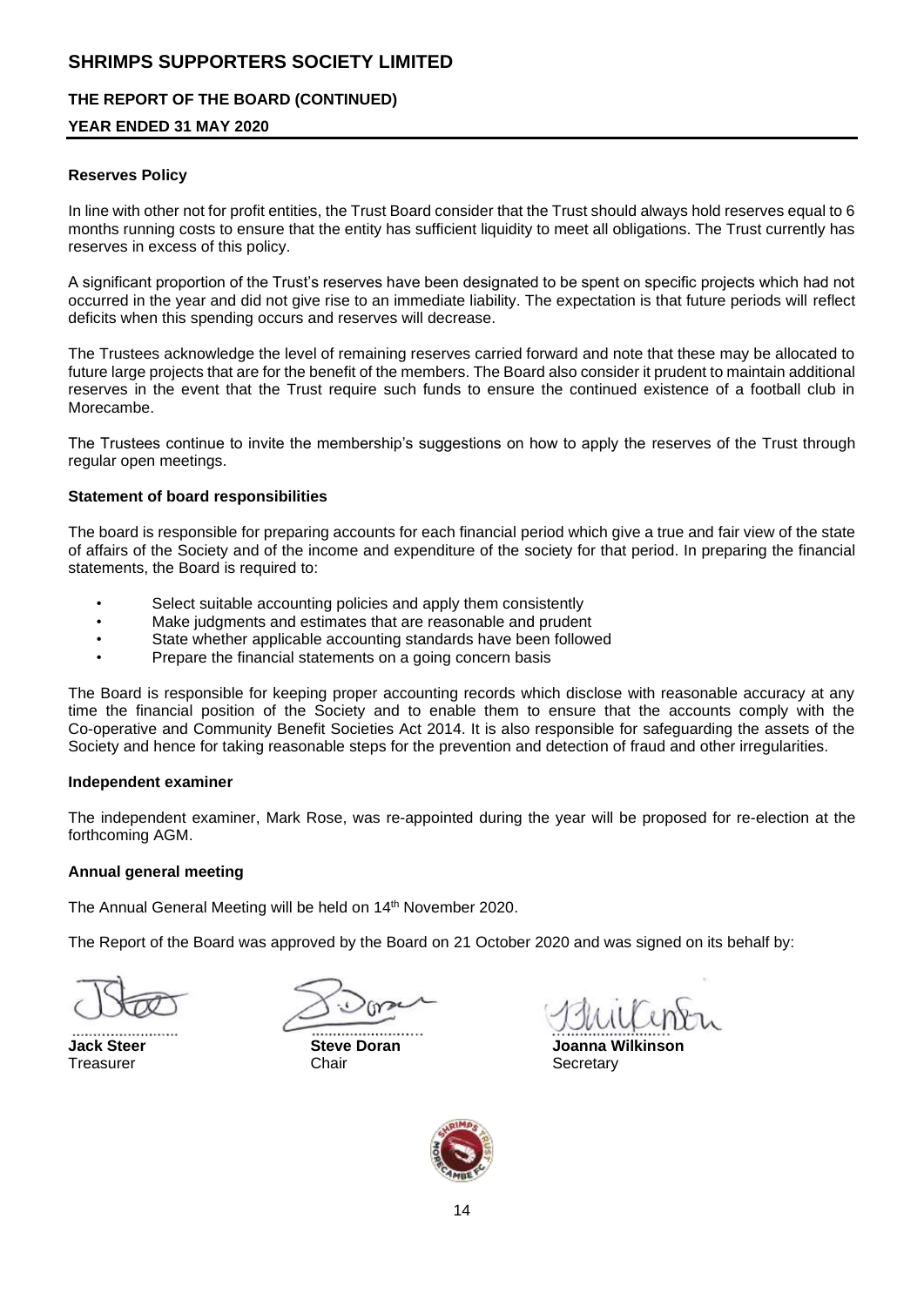# SHRIMPS SUPPORTERS SOCIETY LIMITED

## THE REPORT OF THE BOARD (CONTINUED)

## YEAR ENDED 31 MAY 2020

### Reserves Policy

In line with other not for profit entities, the Trust Board consider that the Trust should always hold reserves equal to 6 months running costs to ensure that the entity has sufficient liquidity to meet all obligations. The Trust currently has reserves in excess of this policy.

A significant proportion of the Trust's reserves have been designated to be spent on specific projects which had not occurred in the year and did not give rise to an immediate liability. The expectation is that future periods will reflect deficits when this spending occurs and reserves will decrease.

The Trustees acknowledge the level of remaining reserves carried forward and note that these may be allocated to future large projects that are for the benefit of the members. The Board also consider it prudent to maintain additional reserves in the event that the Trust require such funds to ensure the continued existence of a football club in Morecambe.

The Trustees continue to invite the membership's suggestions on how to apply the reserves of the Trust through regular open meetings.

### Statement of board responsibilities

The board is responsible for preparing accounts for each financial period which give a true and fair view of the state of affairs of the Society and of the income and expenditure of the society for that period. In preparing the financial statements, the Board is required to:

- Select suitable accounting policies and apply them consistently
- Make judgments and estimates that are reasonable and prudent
- State whether applicable accounting standards have been followed
- Prepare the financial statements on a going concern basis

The Board is responsible for keeping proper accounting records which disclose with reasonable accuracy at any time the financial position of the Society and to enable them to ensure that the accounts comply with the Co-operative and Community Benefit Societies Act 2014. It is also responsible for safeguarding the assets of the Society and hence for taking reasonable steps for the prevention and detection of fraud and other irregularities.

### Independent examiner

The independent examiner, Mark Rose, was re-appointed during the year will be proposed for re-election at the forthcoming AGM.

### Annual general meeting

The Annual General Meeting will be held on 14th November 2020.

The Report of the Board was approved by the Board on 21 October 2020 and was signed on its behalf by:

| | | |
|---|---|---|
| **Jack Steer** | **Steve Doran** | **Joanna Wilkinson** |
| Treasurer | Chair | Secretary |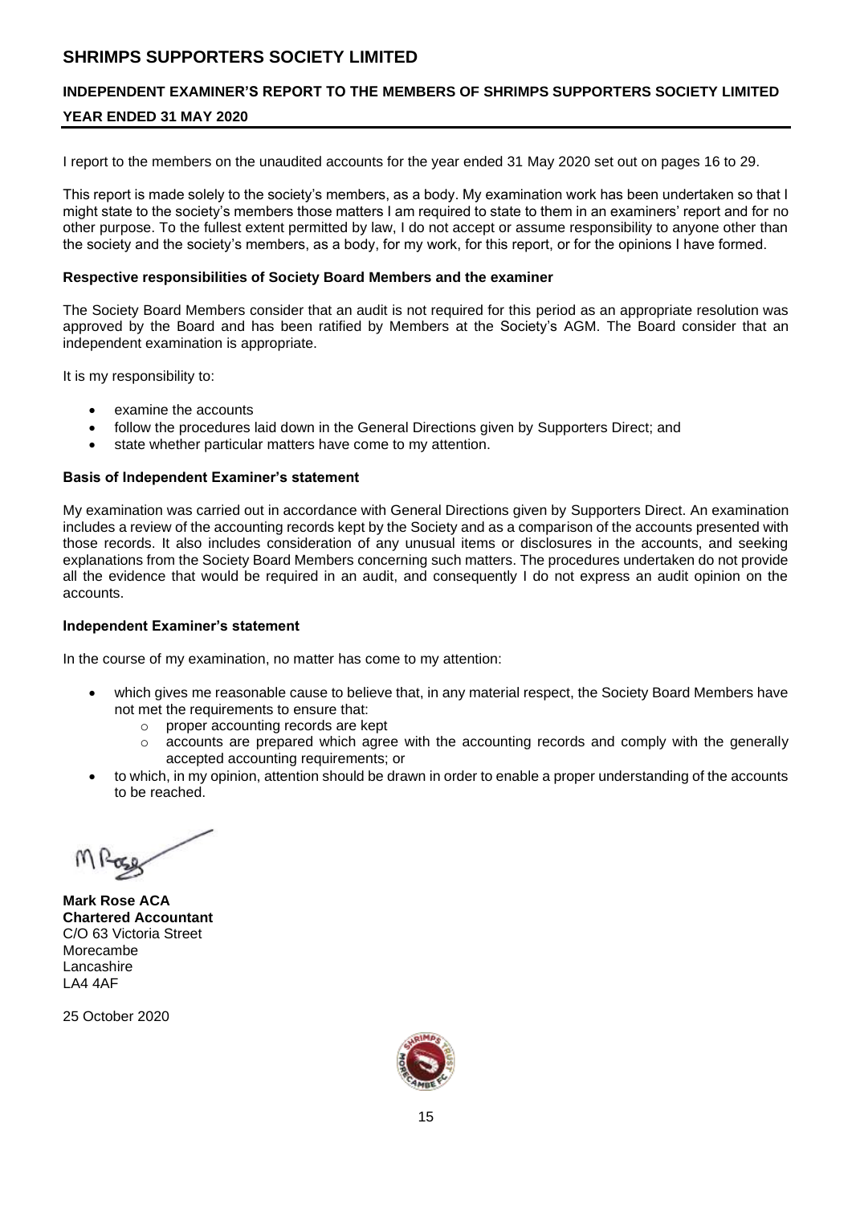# SHRIMPS SUPPORTERS SOCIETY LIMITED

## INDEPENDENT EXAMINER'S REPORT TO THE MEMBERS OF SHRIMPS SUPPORTERS SOCIETY LIMITED

## YEAR ENDED 31 MAY 2020

I report to the members on the unaudited accounts for the year ended 31 May 2020 set out on pages 16 to 29.

This report is made solely to the society's members, as a body. My examination work has been undertaken so that I might state to the society's members those matters I am required to state to them in an examiners' report and for no other purpose. To the fullest extent permitted by law, I do not accept or assume responsibility to anyone other than the society and the society's members, as a body, for my work, for this report, or for the opinions I have formed.

### Respective responsibilities of Society Board Members and the examiner

The Society Board Members consider that an audit is not required for this period as an appropriate resolution was approved by the Board and has been ratified by Members at the Society's AGM. The Board consider that an independent examination is appropriate.

It is my responsibility to:

- examine the accounts
- follow the procedures laid down in the General Directions given by Supporters Direct; and
- state whether particular matters have come to my attention.

### Basis of Independent Examiner's statement

My examination was carried out in accordance with General Directions given by Supporters Direct. An examination includes a review of the accounting records kept by the Society and as a comparison of the accounts presented with those records. It also includes consideration of any unusual items or disclosures in the accounts, and seeking explanations from the Society Board Members concerning such matters. The procedures undertaken do not provide all the evidence that would be required in an audit, and consequently I do not express an audit opinion on the accounts.

### Independent Examiner's statement

In the course of my examination, no matter has come to my attention:

- which gives me reasonable cause to believe that, in any material respect, the Society Board Members have not met the requirements to ensure that:
  - proper accounting records are kept
  - accounts are prepared which agree with the accounting records and comply with the generally accepted accounting requirements; or
- to which, in my opinion, attention should be drawn in order to enable a proper understanding of the accounts to be reached.

M Rose

**Mark Rose ACA**
**Chartered Accountant**
C/O 63 Victoria Street
Morecambe
Lancashire
LA4 4AF

25 October 2020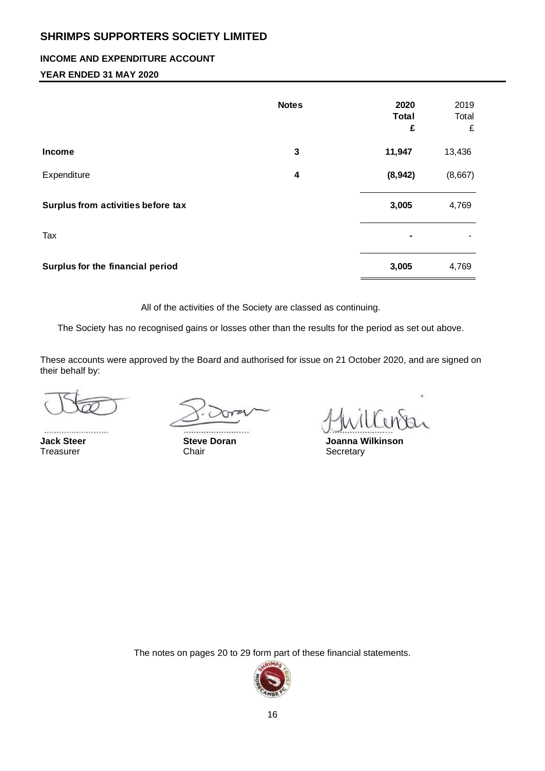# SHRIMPS SUPPORTERS SOCIETY LIMITED

## INCOME AND EXPENDITURE ACCOUNT

### YEAR ENDED 31 MAY 2020

| | Notes | 2020 Total £ | 2019 Total £ |
|---|---|---|---|
| **Income** | 3 | **11,947** | 13,436 |
| Expenditure | 4 | **(8,942)** | (8,667) |
| **Surplus from activities before tax** | | **3,005** | 4,769 |
| Tax | | **-** | - |
| **Surplus for the financial period** | | **3,005** | 4,769 |

All of the activities of the Society are classed as continuing.

The Society has no recognised gains or losses other than the results for the period as set out above.

These accounts were approved by the Board and authorised for issue on 21 October 2020, and are signed on their behalf by:

**Jack Steer**
Treasurer

**Steve Doran**
Chair

**Joanna Wilkinson**
Secretary

The notes on pages 20 to 29 form part of these financial statements.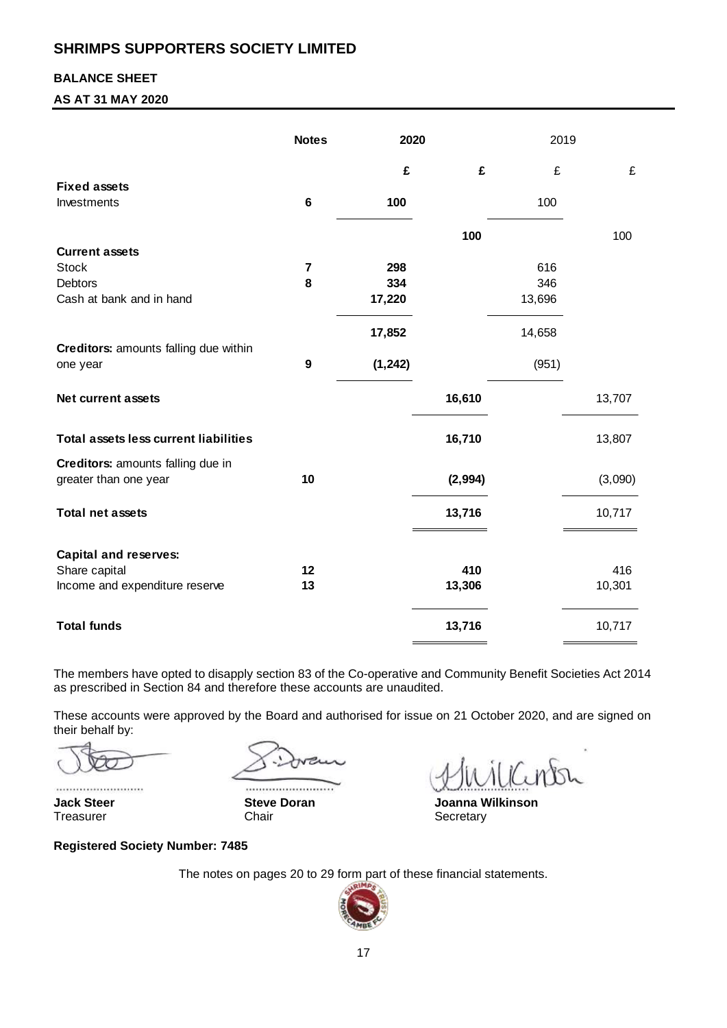# SHRIMPS SUPPORTERS SOCIETY LIMITED

## BALANCE SHEET

### AS AT 31 MAY 2020

| | Notes | 2020 | | 2019 | |
|---|---|---|---|---|---|
| | | **£** | **£** | £ | £ |
| **Fixed assets** | | | | | |
| Investments | **6** | **100** | | 100 | |
| | | | **100** | | 100 |
| **Current assets** | | | | | |
| Stock | **7** | **298** | | 616 | |
| Debtors | **8** | **334** | | 346 | |
| Cash at bank and in hand | | **17,220** | | 13,696 | |
| | | **17,852** | | 14,658 | |
| **Creditors:** amounts falling due within one year | **9** | **(1,242)** | | (951) | |
| **Net current assets** | | | **16,610** | | 13,707 |
| **Total assets less current liabilities** | | | **16,710** | | 13,807 |
| **Creditors:** amounts falling due in greater than one year | **10** | | **(2,994)** | | (3,090) |
| **Total net assets** | | | **13,716** | | 10,717 |
| **Capital and reserves:** | | | | | |
| Share capital | **12** | | **410** | | 416 |
| Income and expenditure reserve | **13** | | **13,306** | | 10,301 |
| **Total funds** | | | **13,716** | | 10,717 |

The members have opted to disapply section 83 of the Co-operative and Community Benefit Societies Act 2014 as prescribed in Section 84 and therefore these accounts are unaudited.

These accounts were approved by the Board and authorised for issue on 21 October 2020, and are signed on their behalf by:

**Jack Steer**
Treasurer

**Steve Doran**
Chair

**Joanna Wilkinson**
Secretary

**Registered Society Number: 7485**

The notes on pages 20 to 29 form part of these financial statements.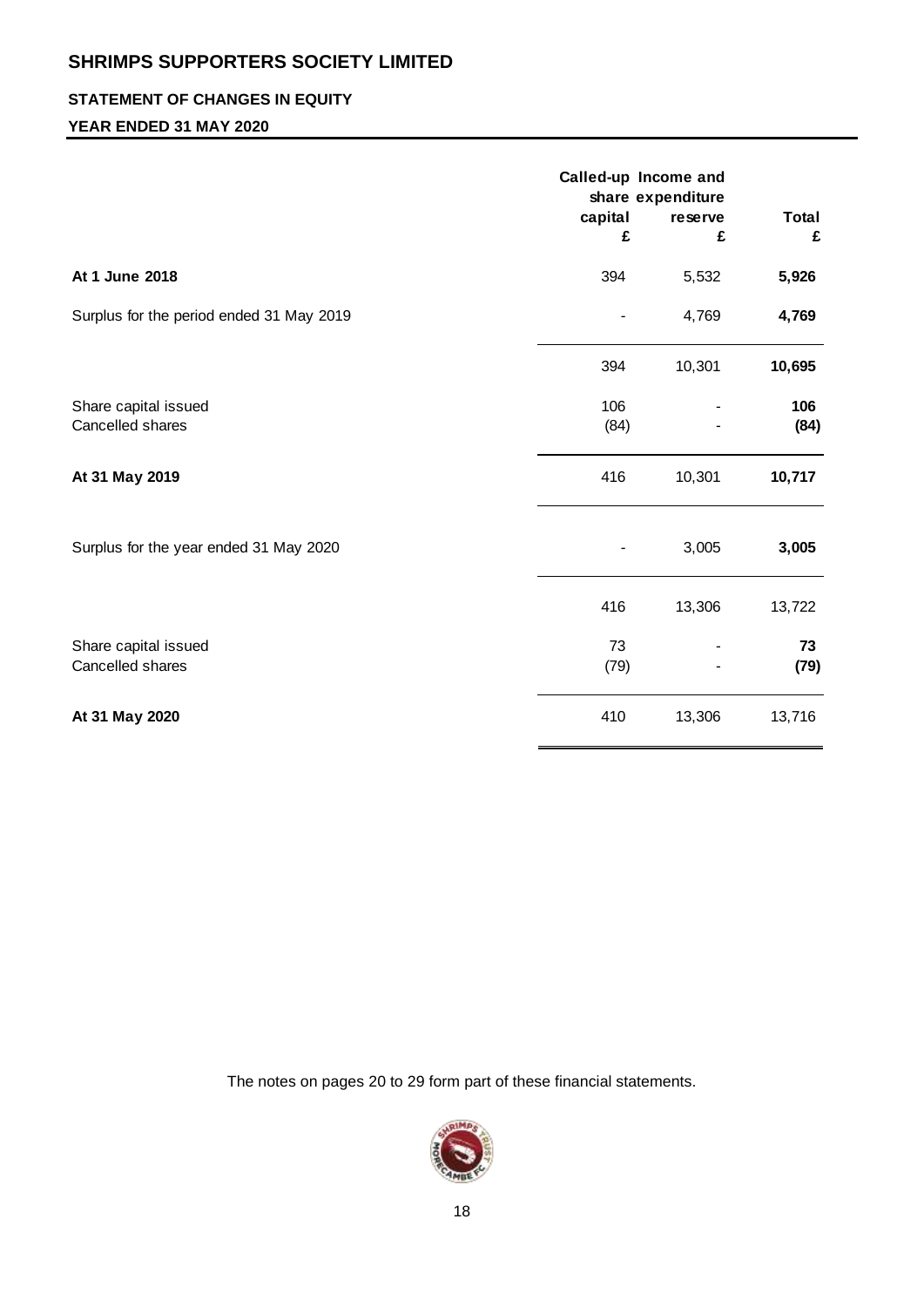# SHRIMPS SUPPORTERS SOCIETY LIMITED

## STATEMENT OF CHANGES IN EQUITY

### YEAR ENDED 31 MAY 2020

| | Called-up share capital £ | Income and expenditure reserve £ | Total £ |
|---|---|---|---|
| **At 1 June 2018** | 394 | 5,532 | **5,926** |
| Surplus for the period ended 31 May 2019 | - | 4,769 | **4,769** |
| | 394 | 10,301 | **10,695** |
| Share capital issued | 106 | - | **106** |
| Cancelled shares | (84) | - | **(84)** |
| **At 31 May 2019** | 416 | 10,301 | **10,717** |
| Surplus for the year ended 31 May 2020 | - | 3,005 | **3,005** |
| | 416 | 13,306 | 13,722 |
| Share capital issued | 73 | - | **73** |
| Cancelled shares | (79) | - | **(79)** |
| **At 31 May 2020** | 410 | 13,306 | 13,716 |

The notes on pages 20 to 29 form part of these financial statements.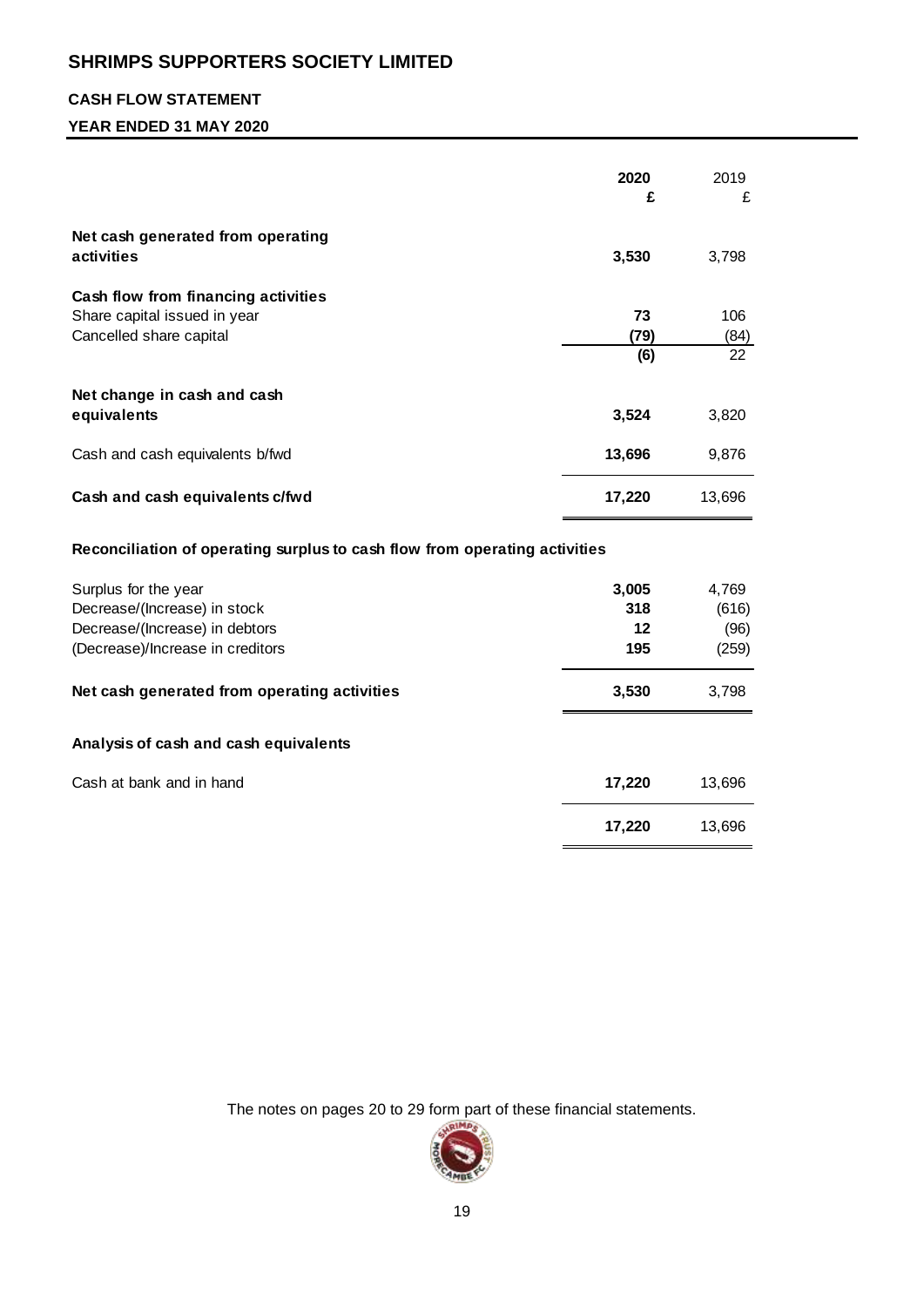# SHRIMPS SUPPORTERS SOCIETY LIMITED

## CASH FLOW STATEMENT

## YEAR ENDED 31 MAY 2020

| | **2020** | 2019 |
|---|---|---|
| | **£** | £ |
| **Net cash generated from operating activities** | **3,530** | 3,798 |
| **Cash flow from financing activities** | | |
| Share capital issued in year | **73** | 106 |
| Cancelled share capital | **(79)** | (84) |
| | **(6)** | 22 |
| **Net change in cash and cash equivalents** | **3,524** | 3,820 |
| Cash and cash equivalents b/fwd | **13,696** | 9,876 |
| **Cash and cash equivalents c/fwd** | **17,220** | 13,696 |

**Reconciliation of operating surplus to cash flow from operating activities**

| | **2020** | 2019 |
|---|---|---|
| Surplus for the year | **3,005** | 4,769 |
| Decrease/(Increase) in stock | **318** | (616) |
| Decrease/(Increase) in debtors | **12** | (96) |
| (Decrease)/Increase in creditors | **195** | (259) |
| **Net cash generated from operating activities** | **3,530** | 3,798 |

**Analysis of cash and cash equivalents**

| | **2020** | 2019 |
|---|---|---|
| Cash at bank and in hand | **17,220** | 13,696 |
| | **17,220** | 13,696 |

The notes on pages 20 to 29 form part of these financial statements.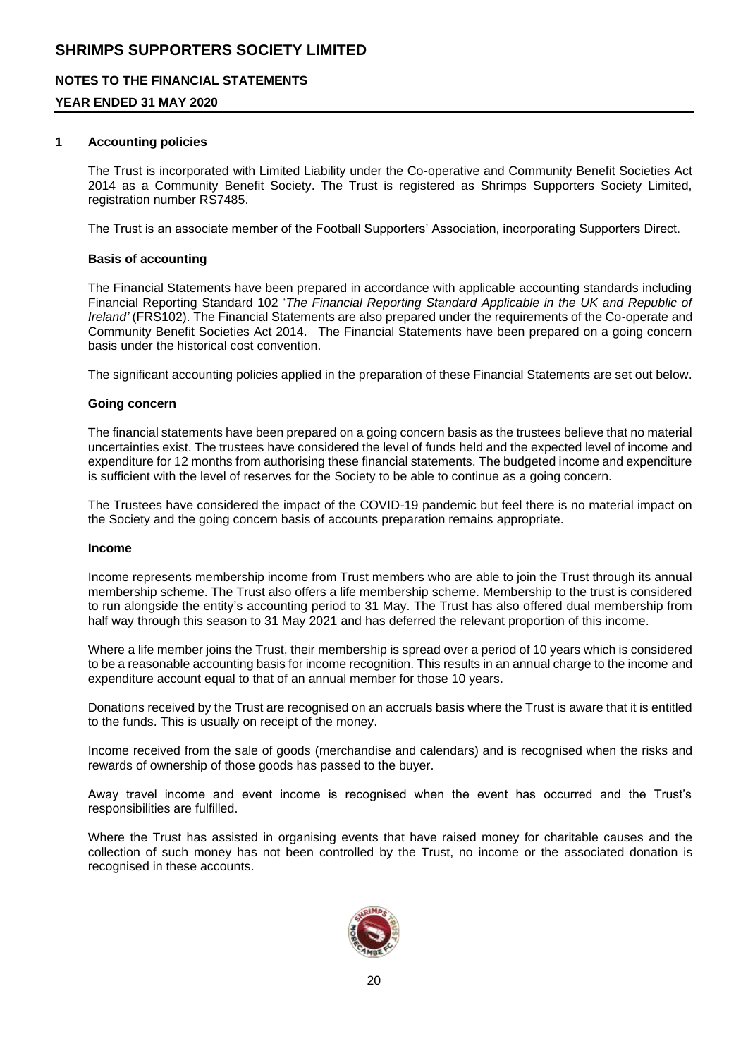# SHRIMPS SUPPORTERS SOCIETY LIMITED

## NOTES TO THE FINANCIAL STATEMENTS

## YEAR ENDED 31 MAY 2020

### 1 Accounting policies

The Trust is incorporated with Limited Liability under the Co-operative and Community Benefit Societies Act 2014 as a Community Benefit Society. The Trust is registered as Shrimps Supporters Society Limited, registration number RS7485.

The Trust is an associate member of the Football Supporters' Association, incorporating Supporters Direct.

#### Basis of accounting

The Financial Statements have been prepared in accordance with applicable accounting standards including Financial Reporting Standard 102 '*The Financial Reporting Standard Applicable in the UK and Republic of Ireland'* (FRS102). The Financial Statements are also prepared under the requirements of the Co-operate and Community Benefit Societies Act 2014. The Financial Statements have been prepared on a going concern basis under the historical cost convention.

The significant accounting policies applied in the preparation of these Financial Statements are set out below.

#### Going concern

The financial statements have been prepared on a going concern basis as the trustees believe that no material uncertainties exist. The trustees have considered the level of funds held and the expected level of income and expenditure for 12 months from authorising these financial statements. The budgeted income and expenditure is sufficient with the level of reserves for the Society to be able to continue as a going concern.

The Trustees have considered the impact of the COVID-19 pandemic but feel there is no material impact on the Society and the going concern basis of accounts preparation remains appropriate.

#### Income

Income represents membership income from Trust members who are able to join the Trust through its annual membership scheme. The Trust also offers a life membership scheme. Membership to the trust is considered to run alongside the entity's accounting period to 31 May. The Trust has also offered dual membership from half way through this season to 31 May 2021 and has deferred the relevant proportion of this income.

Where a life member joins the Trust, their membership is spread over a period of 10 years which is considered to be a reasonable accounting basis for income recognition. This results in an annual charge to the income and expenditure account equal to that of an annual member for those 10 years.

Donations received by the Trust are recognised on an accruals basis where the Trust is aware that it is entitled to the funds. This is usually on receipt of the money.

Income received from the sale of goods (merchandise and calendars) and is recognised when the risks and rewards of ownership of those goods has passed to the buyer.

Away travel income and event income is recognised when the event has occurred and the Trust's responsibilities are fulfilled.

Where the Trust has assisted in organising events that have raised money for charitable causes and the collection of such money has not been controlled by the Trust, no income or the associated donation is recognised in these accounts.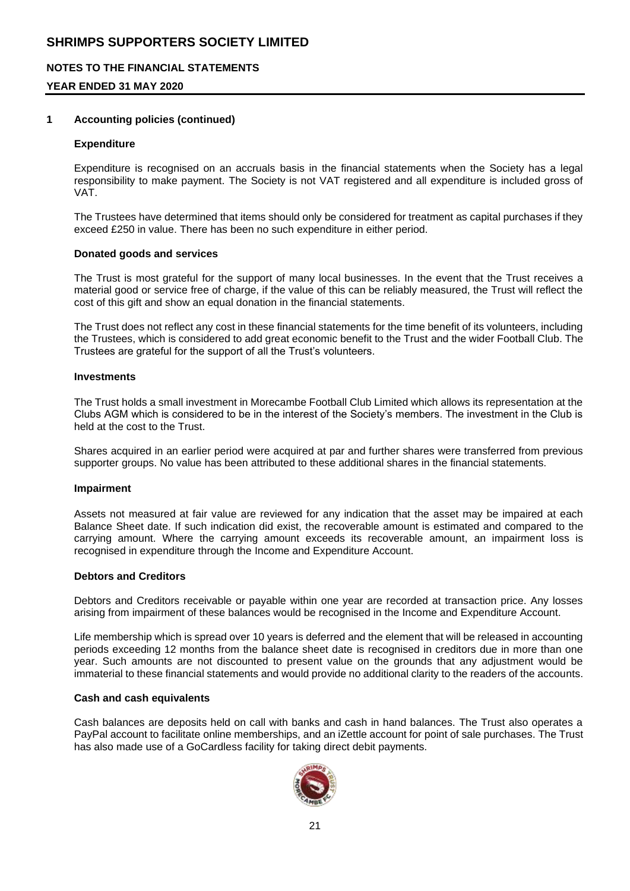## 1 Accounting policies (continued)

### Expenditure

Expenditure is recognised on an accruals basis in the financial statements when the Society has a legal responsibility to make payment. The Society is not VAT registered and all expenditure is included gross of VAT.

The Trustees have determined that items should only be considered for treatment as capital purchases if they exceed £250 in value. There has been no such expenditure in either period.

### Donated goods and services

The Trust is most grateful for the support of many local businesses. In the event that the Trust receives a material good or service free of charge, if the value of this can be reliably measured, the Trust will reflect the cost of this gift and show an equal donation in the financial statements.

The Trust does not reflect any cost in these financial statements for the time benefit of its volunteers, including the Trustees, which is considered to add great economic benefit to the Trust and the wider Football Club. The Trustees are grateful for the support of all the Trust's volunteers.

### Investments

The Trust holds a small investment in Morecambe Football Club Limited which allows its representation at the Clubs AGM which is considered to be in the interest of the Society's members. The investment in the Club is held at the cost to the Trust.

Shares acquired in an earlier period were acquired at par and further shares were transferred from previous supporter groups. No value has been attributed to these additional shares in the financial statements.

### Impairment

Assets not measured at fair value are reviewed for any indication that the asset may be impaired at each Balance Sheet date. If such indication did exist, the recoverable amount is estimated and compared to the carrying amount. Where the carrying amount exceeds its recoverable amount, an impairment loss is recognised in expenditure through the Income and Expenditure Account.

### Debtors and Creditors

Debtors and Creditors receivable or payable within one year are recorded at transaction price. Any losses arising from impairment of these balances would be recognised in the Income and Expenditure Account.

Life membership which is spread over 10 years is deferred and the element that will be released in accounting periods exceeding 12 months from the balance sheet date is recognised in creditors due in more than one year. Such amounts are not discounted to present value on the grounds that any adjustment would be immaterial to these financial statements and would provide no additional clarity to the readers of the accounts.

### Cash and cash equivalents

Cash balances are deposits held on call with banks and cash in hand balances. The Trust also operates a PayPal account to facilitate online memberships, and an iZettle account for point of sale purchases. The Trust has also made use of a GoCardless facility for taking direct debit payments.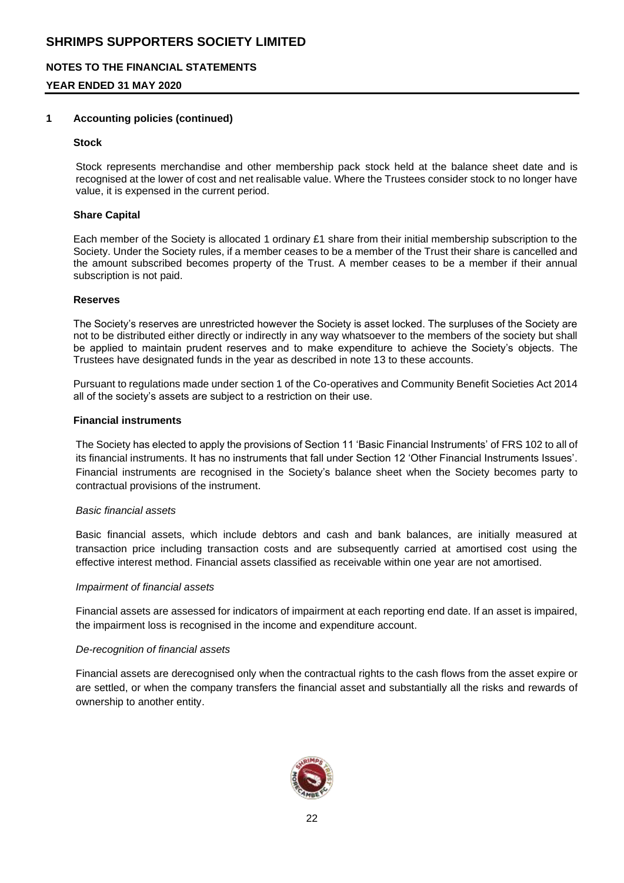## 1 Accounting policies (continued)

### Stock

Stock represents merchandise and other membership pack stock held at the balance sheet date and is recognised at the lower of cost and net realisable value. Where the Trustees consider stock to no longer have value, it is expensed in the current period.

### Share Capital

Each member of the Society is allocated 1 ordinary £1 share from their initial membership subscription to the Society. Under the Society rules, if a member ceases to be a member of the Trust their share is cancelled and the amount subscribed becomes property of the Trust. A member ceases to be a member if their annual subscription is not paid.

### Reserves

The Society's reserves are unrestricted however the Society is asset locked. The surpluses of the Society are not to be distributed either directly or indirectly in any way whatsoever to the members of the society but shall be applied to maintain prudent reserves and to make expenditure to achieve the Society's objects. The Trustees have designated funds in the year as described in note 13 to these accounts.

Pursuant to regulations made under section 1 of the Co-operatives and Community Benefit Societies Act 2014 all of the society's assets are subject to a restriction on their use.

### Financial instruments

The Society has elected to apply the provisions of Section 11 'Basic Financial Instruments' of FRS 102 to all of its financial instruments. It has no instruments that fall under Section 12 'Other Financial Instruments Issues'. Financial instruments are recognised in the Society's balance sheet when the Society becomes party to contractual provisions of the instrument.

*Basic financial assets*

Basic financial assets, which include debtors and cash and bank balances, are initially measured at transaction price including transaction costs and are subsequently carried at amortised cost using the effective interest method. Financial assets classified as receivable within one year are not amortised.

*Impairment of financial assets*

Financial assets are assessed for indicators of impairment at each reporting end date. If an asset is impaired, the impairment loss is recognised in the income and expenditure account.

*De-recognition of financial assets*

Financial assets are derecognised only when the contractual rights to the cash flows from the asset expire or are settled, or when the company transfers the financial asset and substantially all the risks and rewards of ownership to another entity.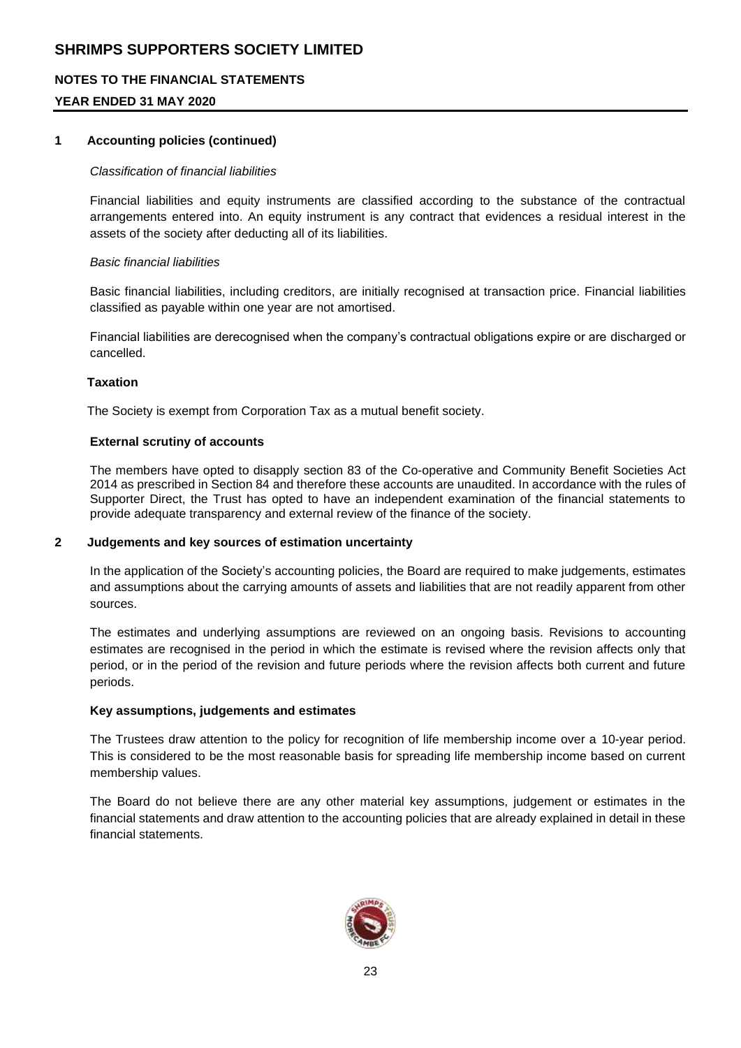**1 Accounting policies (continued)**

*Classification of financial liabilities*

Financial liabilities and equity instruments are classified according to the substance of the contractual arrangements entered into. An equity instrument is any contract that evidences a residual interest in the assets of the society after deducting all of its liabilities.

*Basic financial liabilities*

Basic financial liabilities, including creditors, are initially recognised at transaction price. Financial liabilities classified as payable within one year are not amortised.

Financial liabilities are derecognised when the company's contractual obligations expire or are discharged or cancelled.

**Taxation**

The Society is exempt from Corporation Tax as a mutual benefit society.

**External scrutiny of accounts**

The members have opted to disapply section 83 of the Co-operative and Community Benefit Societies Act 2014 as prescribed in Section 84 and therefore these accounts are unaudited. In accordance with the rules of Supporter Direct, the Trust has opted to have an independent examination of the financial statements to provide adequate transparency and external review of the finance of the society.

**2 Judgements and key sources of estimation uncertainty**

In the application of the Society's accounting policies, the Board are required to make judgements, estimates and assumptions about the carrying amounts of assets and liabilities that are not readily apparent from other sources.

The estimates and underlying assumptions are reviewed on an ongoing basis. Revisions to accounting estimates are recognised in the period in which the estimate is revised where the revision affects only that period, or in the period of the revision and future periods where the revision affects both current and future periods.

**Key assumptions, judgements and estimates**

The Trustees draw attention to the policy for recognition of life membership income over a 10-year period. This is considered to be the most reasonable basis for spreading life membership income based on current membership values.

The Board do not believe there are any other material key assumptions, judgement or estimates in the financial statements and draw attention to the accounting policies that are already explained in detail in these financial statements.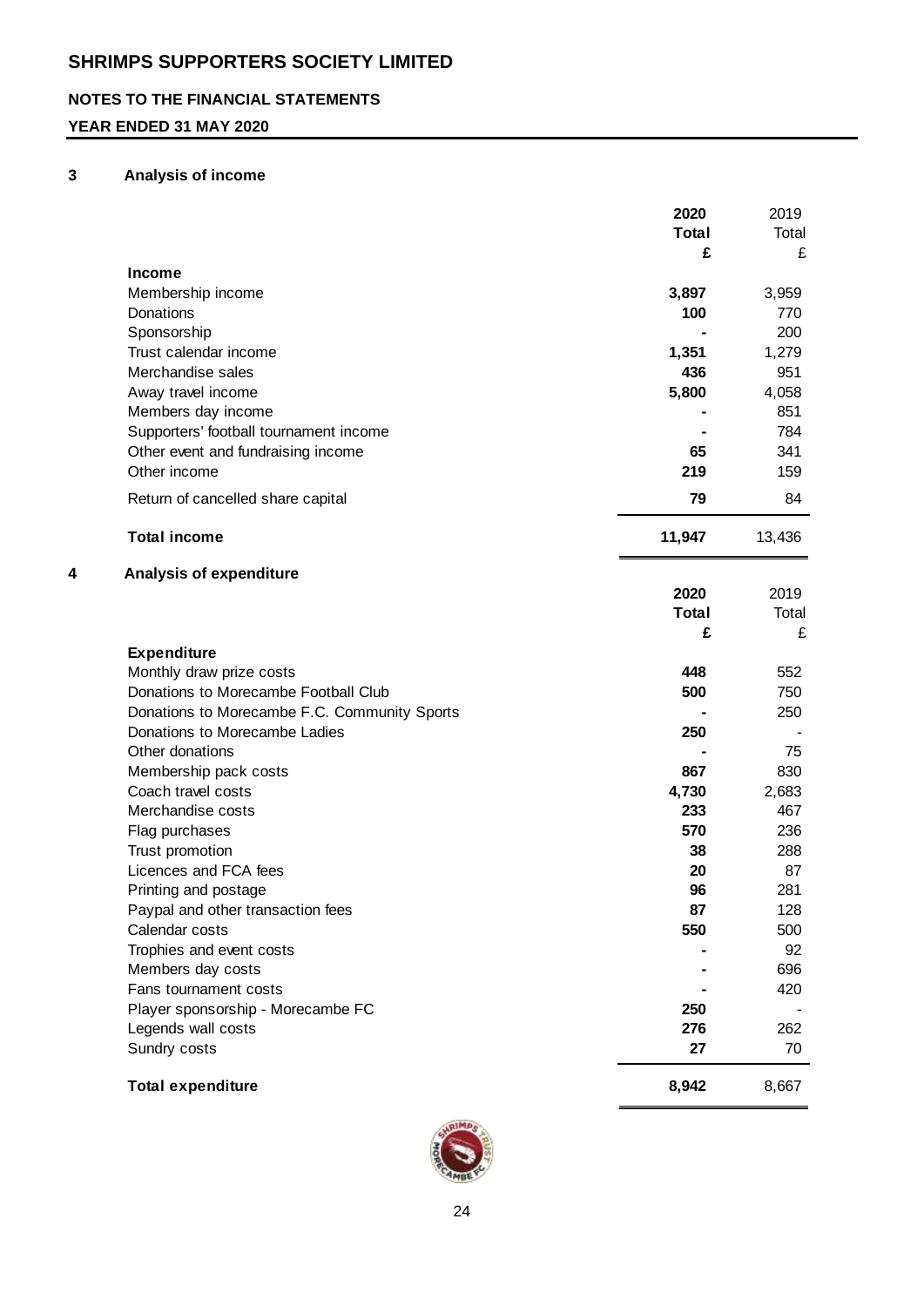# SHRIMPS SUPPORTERS SOCIETY LIMITED

## NOTES TO THE FINANCIAL STATEMENTS

## YEAR ENDED 31 MAY 2020

### 3 Analysis of income

| | 2020 Total £ | 2019 Total £ |
|---|---|---|
| **Income** | | |
| Membership income | **3,897** | 3,959 |
| Donations | **100** | 770 |
| Sponsorship | **-** | 200 |
| Trust calendar income | **1,351** | 1,279 |
| Merchandise sales | **436** | 951 |
| Away travel income | **5,800** | 4,058 |
| Members day income | **-** | 851 |
| Supporters' football tournament income | **-** | 784 |
| Other event and fundraising income | **65** | 341 |
| Other income | **219** | 159 |
| Return of cancelled share capital | **79** | 84 |
| **Total income** | **11,947** | 13,436 |

### 4 Analysis of expenditure

| | 2020 Total £ | 2019 Total £ |
|---|---|---|
| **Expenditure** | | |
| Monthly draw prize costs | **448** | 552 |
| Donations to Morecambe Football Club | **500** | 750 |
| Donations to Morecambe F.C. Community Sports | **-** | 250 |
| Donations to Morecambe Ladies | **250** | - |
| Other donations | **-** | 75 |
| Membership pack costs | **867** | 830 |
| Coach travel costs | **4,730** | 2,683 |
| Merchandise costs | **233** | 467 |
| Flag purchases | **570** | 236 |
| Trust promotion | **38** | 288 |
| Licences and FCA fees | **20** | 87 |
| Printing and postage | **96** | 281 |
| Paypal and other transaction fees | **87** | 128 |
| Calendar costs | **550** | 500 |
| Trophies and event costs | **-** | 92 |
| Members day costs | **-** | 696 |
| Fans tournament costs | **-** | 420 |
| Player sponsorship - Morecambe FC | **250** | - |
| Legends wall costs | **276** | 262 |
| Sundry costs | **27** | 70 |
| **Total expenditure** | **8,942** | 8,667 |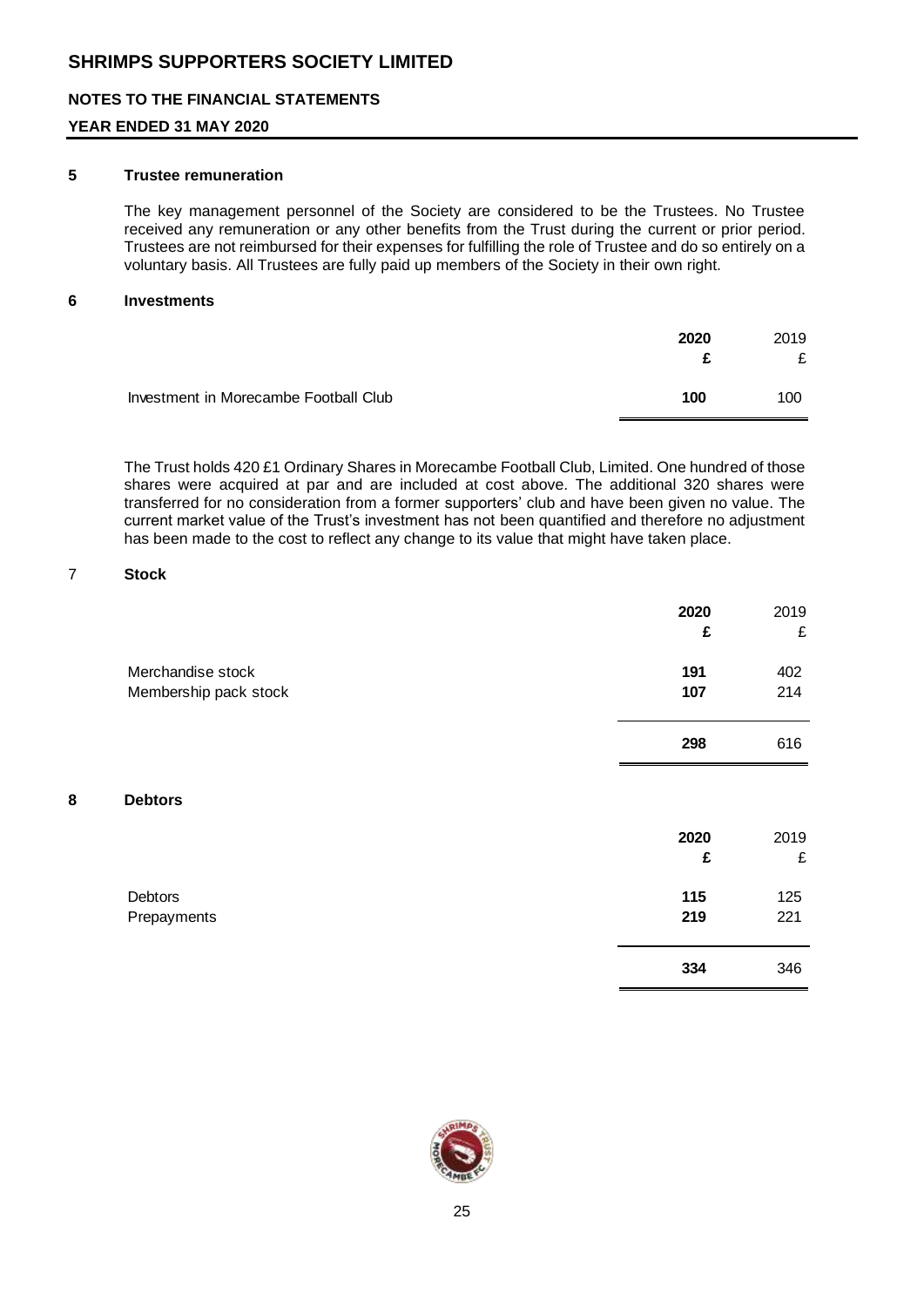# SHRIMPS SUPPORTERS SOCIETY LIMITED

## NOTES TO THE FINANCIAL STATEMENTS

## YEAR ENDED 31 MAY 2020

### 5 Trustee remuneration

The key management personnel of the Society are considered to be the Trustees. No Trustee received any remuneration or any other benefits from the Trust during the current or prior period. Trustees are not reimbursed for their expenses for fulfilling the role of Trustee and do so entirely on a voluntary basis. All Trustees are fully paid up members of the Society in their own right.

### 6 Investments

| | **2020** | 2019 |
|---|---|---|
| | **£** | £ |
| Investment in Morecambe Football Club | **100** | 100 |

The Trust holds 420 £1 Ordinary Shares in Morecambe Football Club, Limited. One hundred of those shares were acquired at par and are included at cost above. The additional 320 shares were transferred for no consideration from a former supporters' club and have been given no value. The current market value of the Trust's investment has not been quantified and therefore no adjustment has been made to the cost to reflect any change to its value that might have taken place.

### 7 Stock

| | **2020** | 2019 |
|---|---|---|
| | **£** | £ |
| Merchandise stock | **191** | 402 |
| Membership pack stock | **107** | 214 |
| | **298** | 616 |

### 8 Debtors

| | **2020** | 2019 |
|---|---|---|
| | **£** | £ |
| Debtors | **115** | 125 |
| Prepayments | **219** | 221 |
| | **334** | 346 |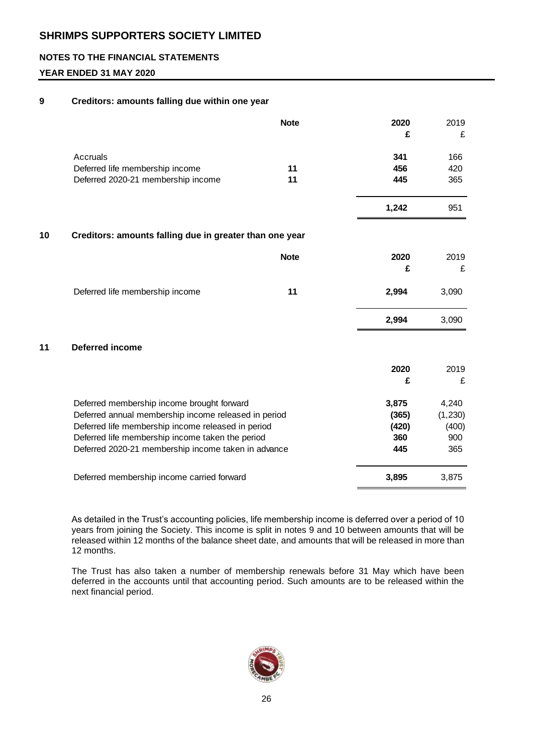## 9 Creditors: amounts falling due within one year

| | Note | 2020 £ | 2019 £ |
|---|---|---|---|
| Accruals | | **341** | 166 |
| Deferred life membership income | 11 | **456** | 420 |
| Deferred 2020-21 membership income | 11 | **445** | 365 |
| | | **1,242** | 951 |

## 10 Creditors: amounts falling due in greater than one year

| | Note | 2020 £ | 2019 £ |
|---|---|---|---|
| Deferred life membership income | 11 | **2,994** | 3,090 |
| | | **2,994** | 3,090 |

## 11 Deferred income

| | 2020 £ | 2019 £ |
|---|---|---|
| Deferred membership income brought forward | **3,875** | 4,240 |
| Deferred annual membership income released in period | **(365)** | (1,230) |
| Deferred life membership income released in period | **(420)** | (400) |
| Deferred life membership income taken the period | **360** | 900 |
| Deferred 2020-21 membership income taken in advance | **445** | 365 |
| Deferred membership income carried forward | **3,895** | 3,875 |

As detailed in the Trust's accounting policies, life membership income is deferred over a period of 10 years from joining the Society. This income is split in notes 9 and 10 between amounts that will be released within 12 months of the balance sheet date, and amounts that will be released in more than 12 months.

The Trust has also taken a number of membership renewals before 31 May which have been deferred in the accounts until that accounting period. Such amounts are to be released within the next financial period.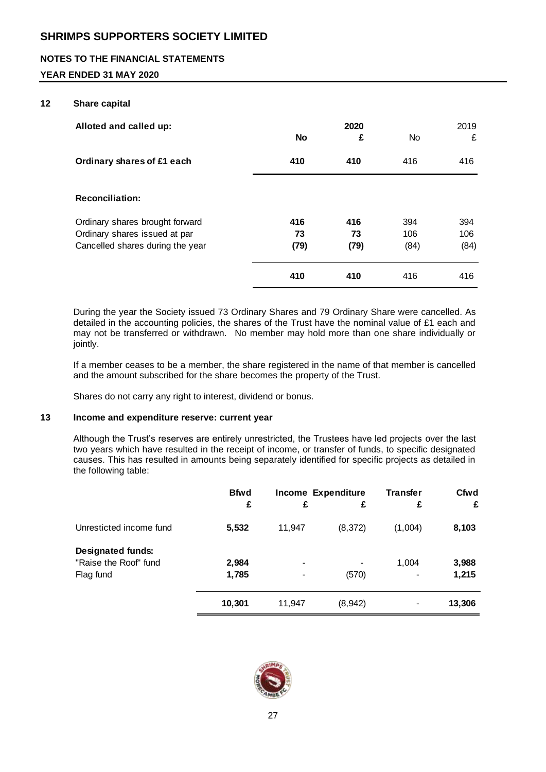# SHRIMPS SUPPORTERS SOCIETY LIMITED

## NOTES TO THE FINANCIAL STATEMENTS

### YEAR ENDED 31 MAY 2020

### 12 Share capital

| Alloted and called up: | 2020 No | 2020 £ | 2019 No | 2019 £ |
|---|---|---|---|---|
| **Ordinary shares of £1 each** | **410** | **410** | 416 | 416 |
| **Reconciliation:** | | | | |
| Ordinary shares brought forward | **416** | **416** | 394 | 394 |
| Ordinary shares issued at par | **73** | **73** | 106 | 106 |
| Cancelled shares during the year | **(79)** | **(79)** | (84) | (84) |
| | **410** | **410** | 416 | 416 |

During the year the Society issued 73 Ordinary Shares and 79 Ordinary Share were cancelled. As detailed in the accounting policies, the shares of the Trust have the nominal value of £1 each and may not be transferred or withdrawn. No member may hold more than one share individually or jointly.

If a member ceases to be a member, the share registered in the name of that member is cancelled and the amount subscribed for the share becomes the property of the Trust.

Shares do not carry any right to interest, dividend or bonus.

### 13 Income and expenditure reserve: current year

Although the Trust's reserves are entirely unrestricted, the Trustees have led projects over the last two years which have resulted in the receipt of income, or transfer of funds, to specific designated causes. This has resulted in amounts being separately identified for specific projects as detailed in the following table:

| | Bfwd £ | Income £ | Expenditure £ | Transfer £ | Cfwd £ |
|---|---|---|---|---|---|
| Unresticted income fund | **5,532** | 11,947 | (8,372) | (1,004) | **8,103** |
| **Designated funds:** | | | | | |
| "Raise the Roof" fund | **2,984** | - | - | 1,004 | **3,988** |
| Flag fund | **1,785** | - | (570) | - | **1,215** |
| | **10,301** | 11,947 | (8,942) | - | **13,306** |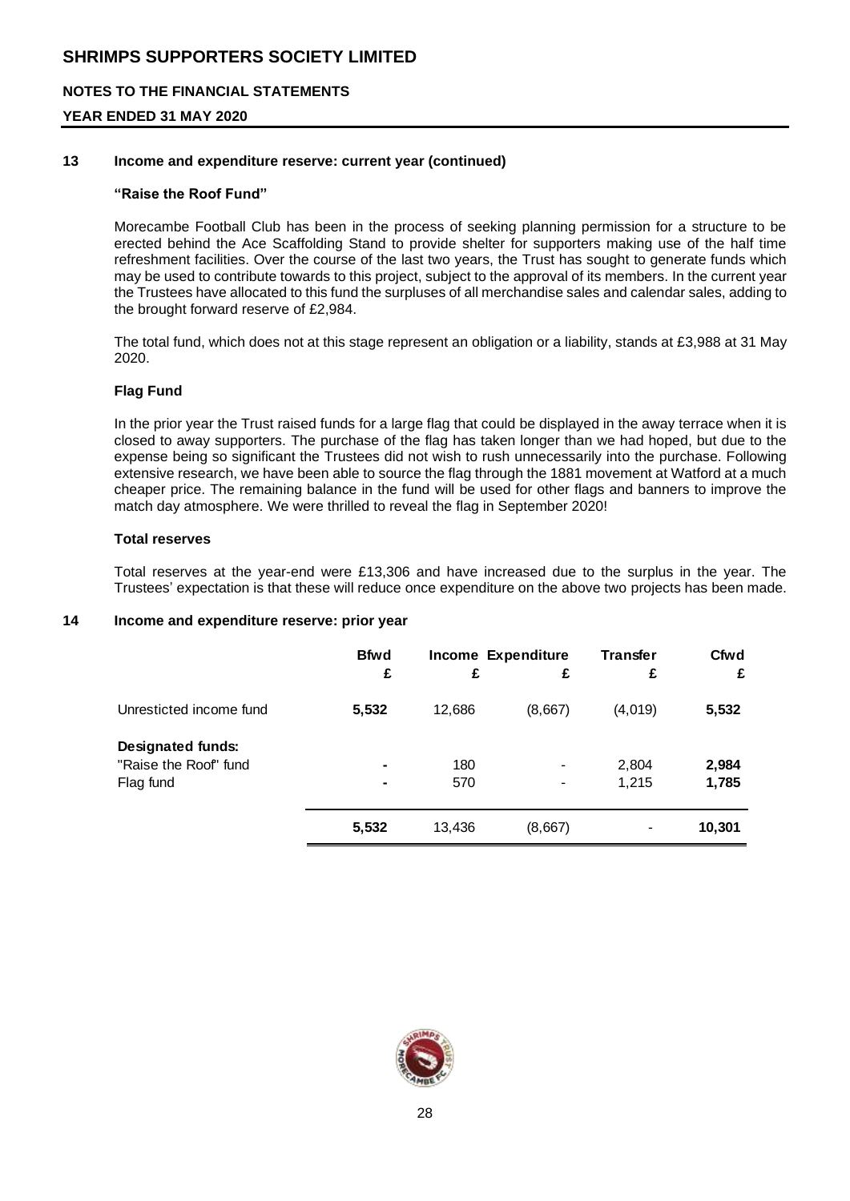### 13 Income and expenditure reserve: current year (continued)

**"Raise the Roof Fund"**

Morecambe Football Club has been in the process of seeking planning permission for a structure to be erected behind the Ace Scaffolding Stand to provide shelter for supporters making use of the half time refreshment facilities. Over the course of the last two years, the Trust has sought to generate funds which may be used to contribute towards to this project, subject to the approval of its members. In the current year the Trustees have allocated to this fund the surpluses of all merchandise sales and calendar sales, adding to the brought forward reserve of £2,984.

The total fund, which does not at this stage represent an obligation or a liability, stands at £3,988 at 31 May 2020.

**Flag Fund**

In the prior year the Trust raised funds for a large flag that could be displayed in the away terrace when it is closed to away supporters. The purchase of the flag has taken longer than we had hoped, but due to the expense being so significant the Trustees did not wish to rush unnecessarily into the purchase. Following extensive research, we have been able to source the flag through the 1881 movement at Watford at a much cheaper price. The remaining balance in the fund will be used for other flags and banners to improve the match day atmosphere. We were thrilled to reveal the flag in September 2020!

**Total reserves**

Total reserves at the year-end were £13,306 and have increased due to the surplus in the year. The Trustees' expectation is that these will reduce once expenditure on the above two projects has been made.

### 14 Income and expenditure reserve: prior year

| | Bfwd £ | Income £ | Expenditure £ | Transfer £ | Cfwd £ |
|---|---|---|---|---|---|
| Unresticted income fund | **5,532** | 12,686 | (8,667) | (4,019) | **5,532** |
| **Designated funds:** | | | | | |
| "Raise the Roof" fund | **-** | 180 | - | 2,804 | **2,984** |
| Flag fund | **-** | 570 | - | 1,215 | **1,785** |
| | **5,532** | 13,436 | (8,667) | - | **10,301** |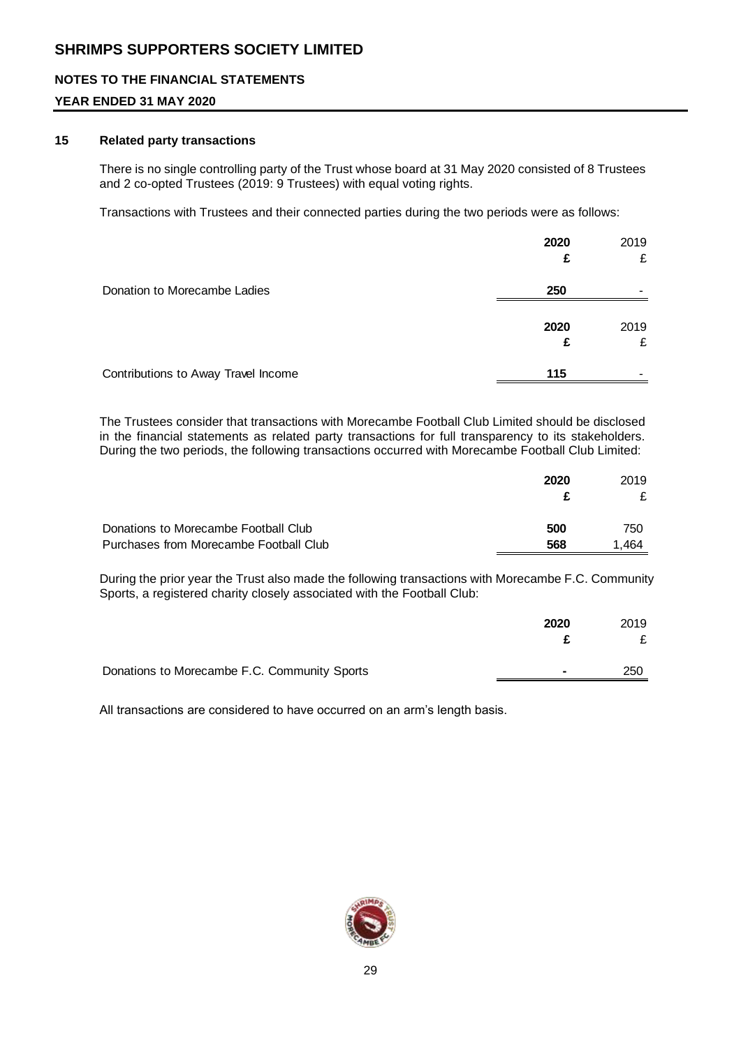## 15 Related party transactions

There is no single controlling party of the Trust whose board at 31 May 2020 consisted of 8 Trustees and 2 co-opted Trustees (2019: 9 Trustees) with equal voting rights.

Transactions with Trustees and their connected parties during the two periods were as follows:

| | **2020** | 2019 |
|---|---|---|
| | **£** | £ |
| Donation to Morecambe Ladies | **250** | - |

| | **2020** | 2019 |
|---|---|---|
| | **£** | £ |
| Contributions to Away Travel Income | **115** | - |

The Trustees consider that transactions with Morecambe Football Club Limited should be disclosed in the financial statements as related party transactions for full transparency to its stakeholders. During the two periods, the following transactions occurred with Morecambe Football Club Limited:

| | **2020** | 2019 |
|---|---|---|
| | **£** | £ |
| Donations to Morecambe Football Club | **500** | 750 |
| Purchases from Morecambe Football Club | **568** | 1,464 |

During the prior year the Trust also made the following transactions with Morecambe F.C. Community Sports, a registered charity closely associated with the Football Club:

| | **2020** | 2019 |
|---|---|---|
| | **£** | £ |
| Donations to Morecambe F.C. Community Sports | **-** | 250 |

All transactions are considered to have occurred on an arm's length basis.